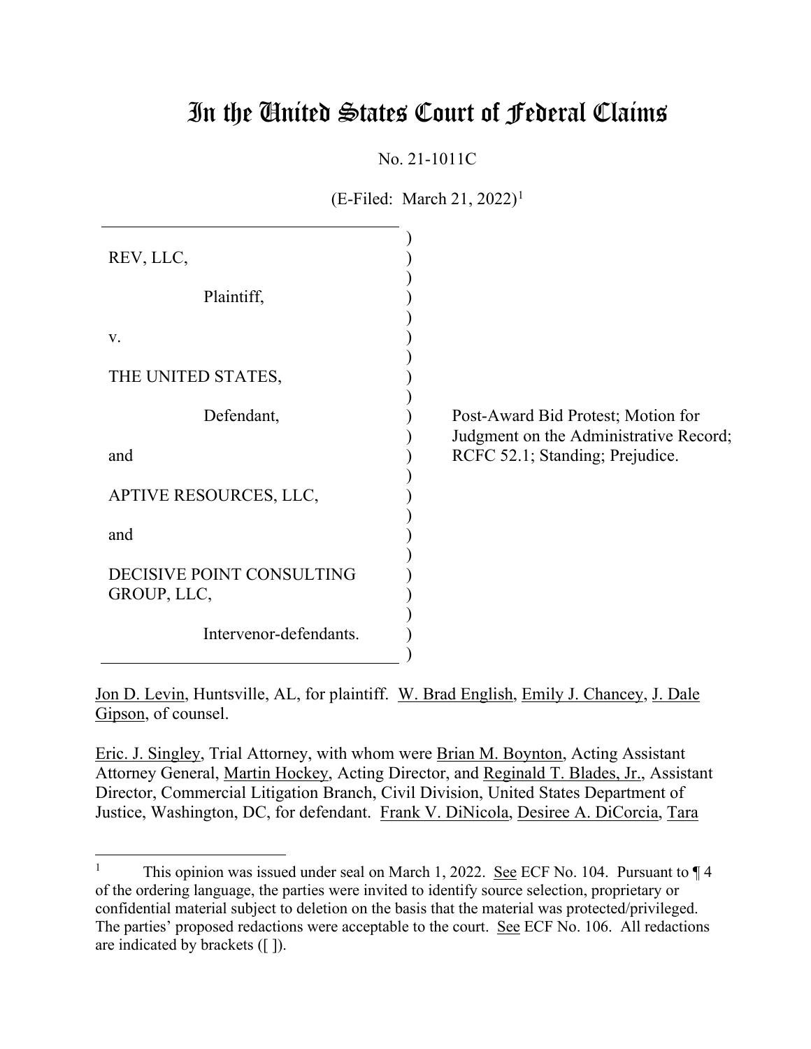# In the United States Court of Federal Claims

No. 21-1011C

(E-Filed: March 21, 2022)[1]

| | |
|---|---|
| REV, LLC,<br><br>Plaintiff,<br><br>v.<br><br>THE UNITED STATES,<br><br>Defendant,<br><br>and<br><br>APTIVE RESOURCES, LLC,<br><br>and<br><br>DECISIVE POINT CONSULTING GROUP, LLC,<br><br>Intervenor-defendants. | Post-Award Bid Protest; Motion for Judgment on the Administrative Record; RCFC 52.1; Standing; Prejudice. |

Jon D. Levin, Huntsville, AL, for plaintiff. W. Brad English, Emily J. Chancey, J. Dale Gipson, of counsel.

Eric. J. Singley, Trial Attorney, with whom were Brian M. Boynton, Acting Assistant Attorney General, Martin Hockey, Acting Director, and Reginald T. Blades, Jr., Assistant Director, Commercial Litigation Branch, Civil Division, United States Department of Justice, Washington, DC, for defendant. Frank V. DiNicola, Desiree A. DiCorcia, Tara

---

[1] This opinion was issued under seal on March 1, 2022. See ECF No. 104. Pursuant to ¶ 4 of the ordering language, the parties were invited to identify source selection, proprietary or confidential material subject to deletion on the basis that the material was protected/privileged. The parties' proposed redactions were acceptable to the court. See ECF No. 106. All redactions are indicated by brackets ([ ]).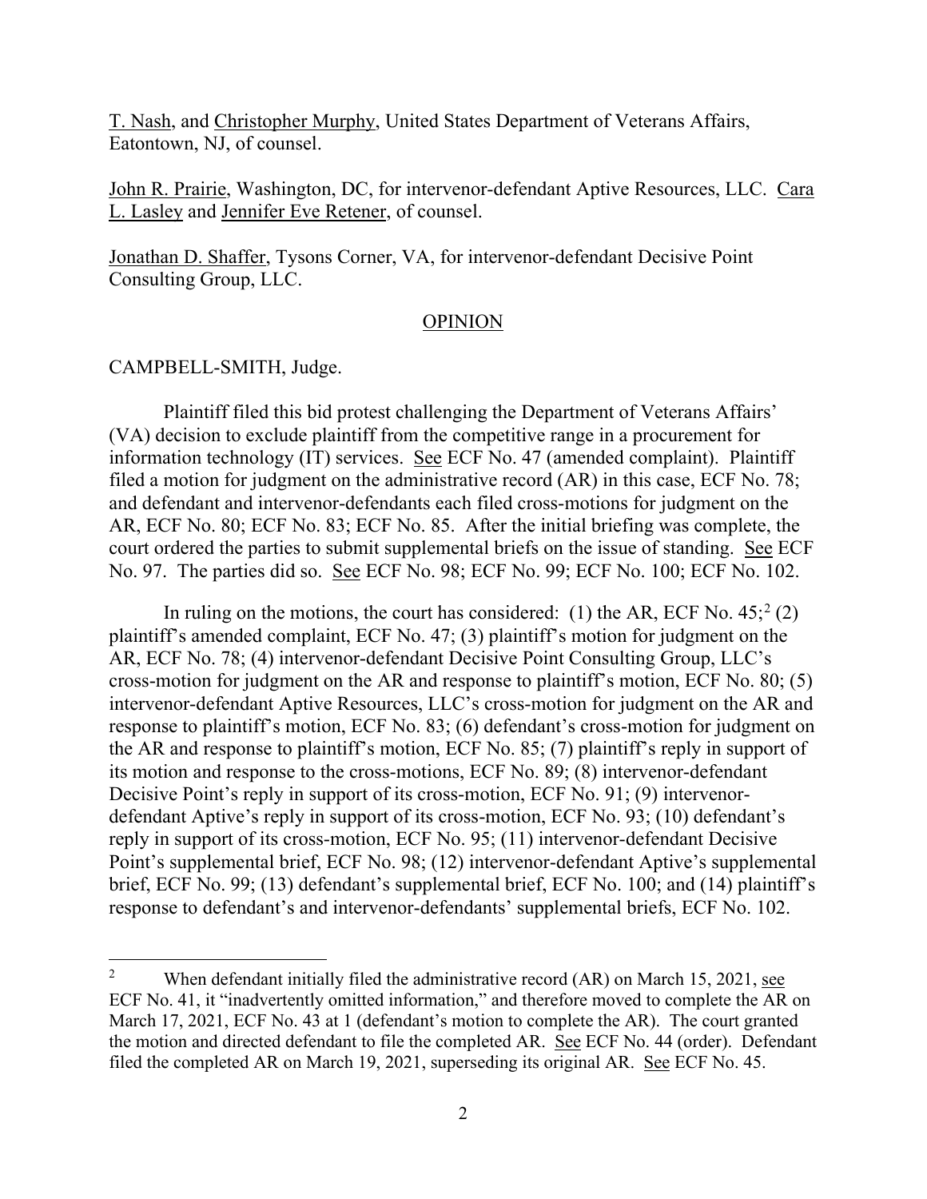T. Nash, and Christopher Murphy, United States Department of Veterans Affairs, Eatontown, NJ, of counsel.

John R. Prairie, Washington, DC, for intervenor-defendant Aptive Resources, LLC. Cara L. Lasley and Jennifer Eve Retener, of counsel.

Jonathan D. Shaffer, Tysons Corner, VA, for intervenor-defendant Decisive Point Consulting Group, LLC.

## OPINION

CAMPBELL-SMITH, Judge.

Plaintiff filed this bid protest challenging the Department of Veterans Affairs' (VA) decision to exclude plaintiff from the competitive range in a procurement for information technology (IT) services. See ECF No. 47 (amended complaint). Plaintiff filed a motion for judgment on the administrative record (AR) in this case, ECF No. 78; and defendant and intervenor-defendants each filed cross-motions for judgment on the AR, ECF No. 80; ECF No. 83; ECF No. 85. After the initial briefing was complete, the court ordered the parties to submit supplemental briefs on the issue of standing. See ECF No. 97. The parties did so. See ECF No. 98; ECF No. 99; ECF No. 100; ECF No. 102.

In ruling on the motions, the court has considered: (1) the AR, ECF No. 45;[2] (2) plaintiff's amended complaint, ECF No. 47; (3) plaintiff's motion for judgment on the AR, ECF No. 78; (4) intervenor-defendant Decisive Point Consulting Group, LLC's cross-motion for judgment on the AR and response to plaintiff's motion, ECF No. 80; (5) intervenor-defendant Aptive Resources, LLC's cross-motion for judgment on the AR and response to plaintiff's motion, ECF No. 83; (6) defendant's cross-motion for judgment on the AR and response to plaintiff's motion, ECF No. 85; (7) plaintiff's reply in support of its motion and response to the cross-motions, ECF No. 89; (8) intervenor-defendant Decisive Point's reply in support of its cross-motion, ECF No. 91; (9) intervenor-defendant Aptive's reply in support of its cross-motion, ECF No. 93; (10) defendant's reply in support of its cross-motion, ECF No. 95; (11) intervenor-defendant Decisive Point's supplemental brief, ECF No. 98; (12) intervenor-defendant Aptive's supplemental brief, ECF No. 99; (13) defendant's supplemental brief, ECF No. 100; and (14) plaintiff's response to defendant's and intervenor-defendants' supplemental briefs, ECF No. 102.

---

[2] When defendant initially filed the administrative record (AR) on March 15, 2021, see ECF No. 41, it "inadvertently omitted information," and therefore moved to complete the AR on March 17, 2021, ECF No. 43 at 1 (defendant's motion to complete the AR). The court granted the motion and directed defendant to file the completed AR. See ECF No. 44 (order). Defendant filed the completed AR on March 19, 2021, superseding its original AR. See ECF No. 45.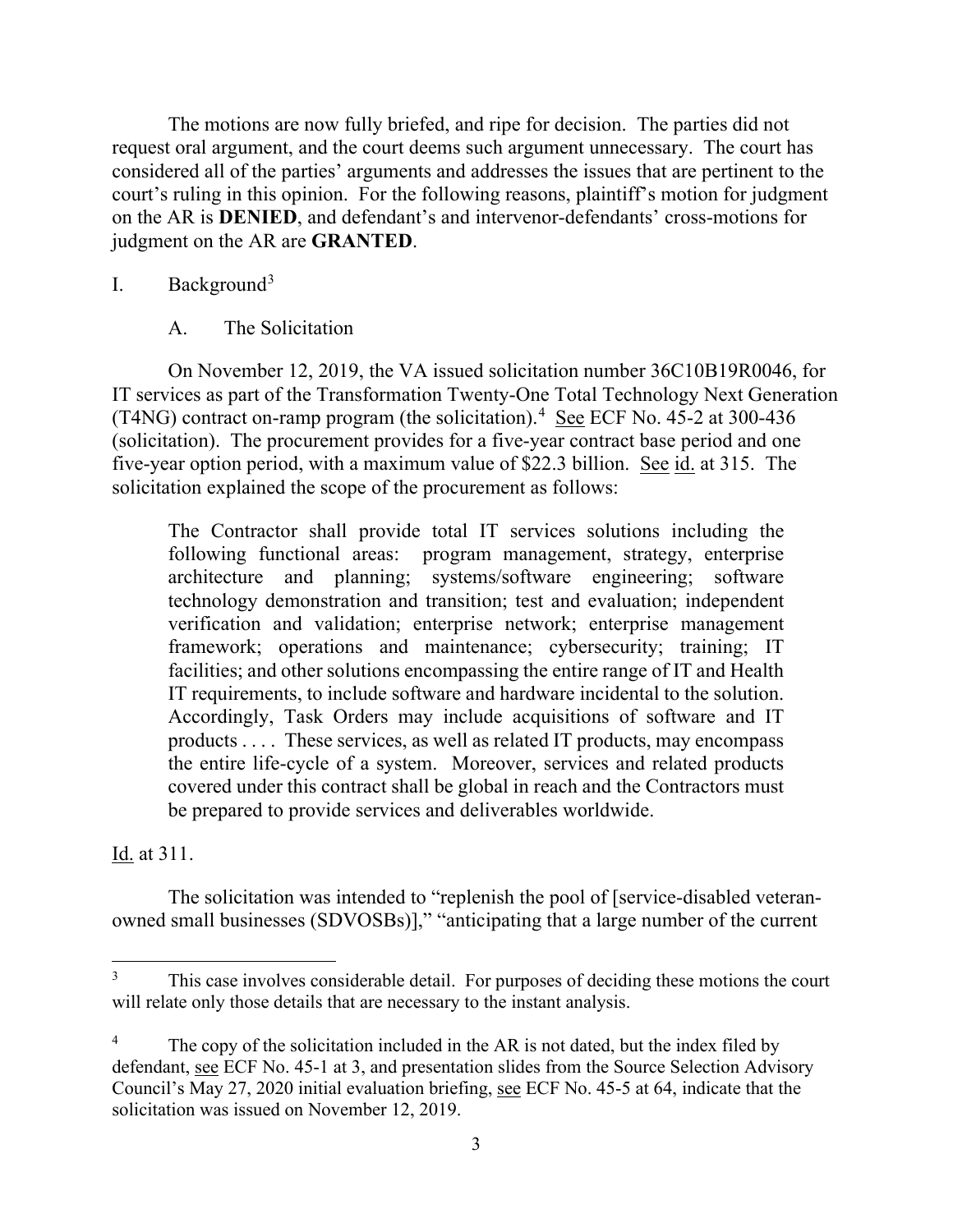The motions are now fully briefed, and ripe for decision. The parties did not request oral argument, and the court deems such argument unnecessary. The court has considered all of the parties' arguments and addresses the issues that are pertinent to the court's ruling in this opinion. For the following reasons, plaintiff's motion for judgment on the AR is **DENIED**, and defendant's and intervenor-defendants' cross-motions for judgment on the AR are **GRANTED**.

## I. Background[3]

### A. The Solicitation

On November 12, 2019, the VA issued solicitation number 36C10B19R0046, for IT services as part of the Transformation Twenty-One Total Technology Next Generation (T4NG) contract on-ramp program (the solicitation).[4] See ECF No. 45-2 at 300-436 (solicitation). The procurement provides for a five-year contract base period and one five-year option period, with a maximum value of $22.3 billion. See id. at 315. The solicitation explained the scope of the procurement as follows:

> The Contractor shall provide total IT services solutions including the following functional areas: program management, strategy, enterprise architecture and planning; systems/software engineering; software technology demonstration and transition; test and evaluation; independent verification and validation; enterprise network; enterprise management framework; operations and maintenance; cybersecurity; training; IT facilities; and other solutions encompassing the entire range of IT and Health IT requirements, to include software and hardware incidental to the solution. Accordingly, Task Orders may include acquisitions of software and IT products . . . . These services, as well as related IT products, may encompass the entire life-cycle of a system. Moreover, services and related products covered under this contract shall be global in reach and the Contractors must be prepared to provide services and deliverables worldwide.

Id. at 311.

The solicitation was intended to "replenish the pool of [service-disabled veteran-owned small businesses (SDVOSBs)]," "anticipating that a large number of the current

---

[3] This case involves considerable detail. For purposes of deciding these motions the court will relate only those details that are necessary to the instant analysis.

[4] The copy of the solicitation included in the AR is not dated, but the index filed by defendant, see ECF No. 45-1 at 3, and presentation slides from the Source Selection Advisory Council's May 27, 2020 initial evaluation briefing, see ECF No. 45-5 at 64, indicate that the solicitation was issued on November 12, 2019.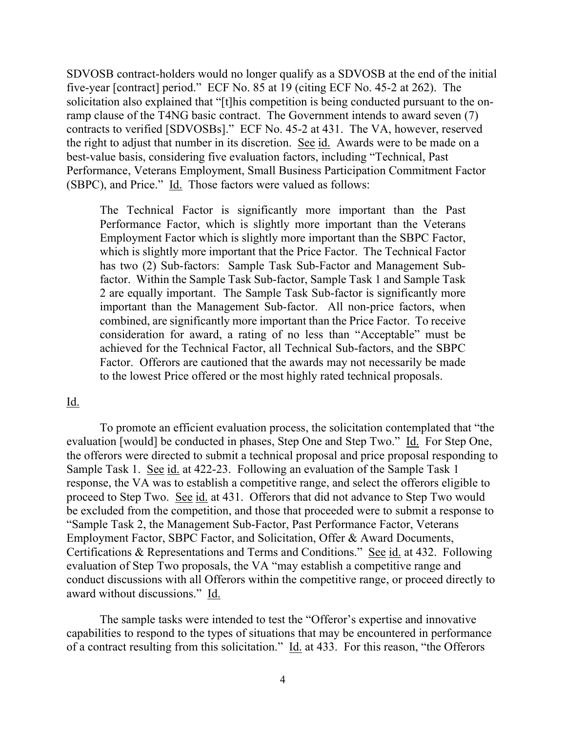SDVOSB contract-holders would no longer qualify as a SDVOSB at the end of the initial five-year [contract] period." ECF No. 85 at 19 (citing ECF No. 45-2 at 262). The solicitation also explained that "[t]his competition is being conducted pursuant to the on-ramp clause of the T4NG basic contract. The Government intends to award seven (7) contracts to verified [SDVOSBs]." ECF No. 45-2 at 431. The VA, however, reserved the right to adjust that number in its discretion. See id. Awards were to be made on a best-value basis, considering five evaluation factors, including "Technical, Past Performance, Veterans Employment, Small Business Participation Commitment Factor (SBPC), and Price." Id. Those factors were valued as follows:

> The Technical Factor is significantly more important than the Past Performance Factor, which is slightly more important than the Veterans Employment Factor which is slightly more important than the SBPC Factor, which is slightly more important that the Price Factor. The Technical Factor has two (2) Sub-factors: Sample Task Sub-Factor and Management Sub-factor. Within the Sample Task Sub-factor, Sample Task 1 and Sample Task 2 are equally important. The Sample Task Sub-factor is significantly more important than the Management Sub-factor. All non-price factors, when combined, are significantly more important than the Price Factor. To receive consideration for award, a rating of no less than "Acceptable" must be achieved for the Technical Factor, all Technical Sub-factors, and the SBPC Factor. Offerors are cautioned that the awards may not necessarily be made to the lowest Price offered or the most highly rated technical proposals.

Id.

To promote an efficient evaluation process, the solicitation contemplated that "the evaluation [would] be conducted in phases, Step One and Step Two." Id. For Step One, the offerors were directed to submit a technical proposal and price proposal responding to Sample Task 1. See id. at 422-23. Following an evaluation of the Sample Task 1 response, the VA was to establish a competitive range, and select the offerors eligible to proceed to Step Two. See id. at 431. Offerors that did not advance to Step Two would be excluded from the competition, and those that proceeded were to submit a response to "Sample Task 2, the Management Sub-Factor, Past Performance Factor, Veterans Employment Factor, SBPC Factor, and Solicitation, Offer & Award Documents, Certifications & Representations and Terms and Conditions." See id. at 432. Following evaluation of Step Two proposals, the VA "may establish a competitive range and conduct discussions with all Offerors within the competitive range, or proceed directly to award without discussions." Id.

The sample tasks were intended to test the "Offeror's expertise and innovative capabilities to respond to the types of situations that may be encountered in performance of a contract resulting from this solicitation." Id. at 433. For this reason, "the Offerors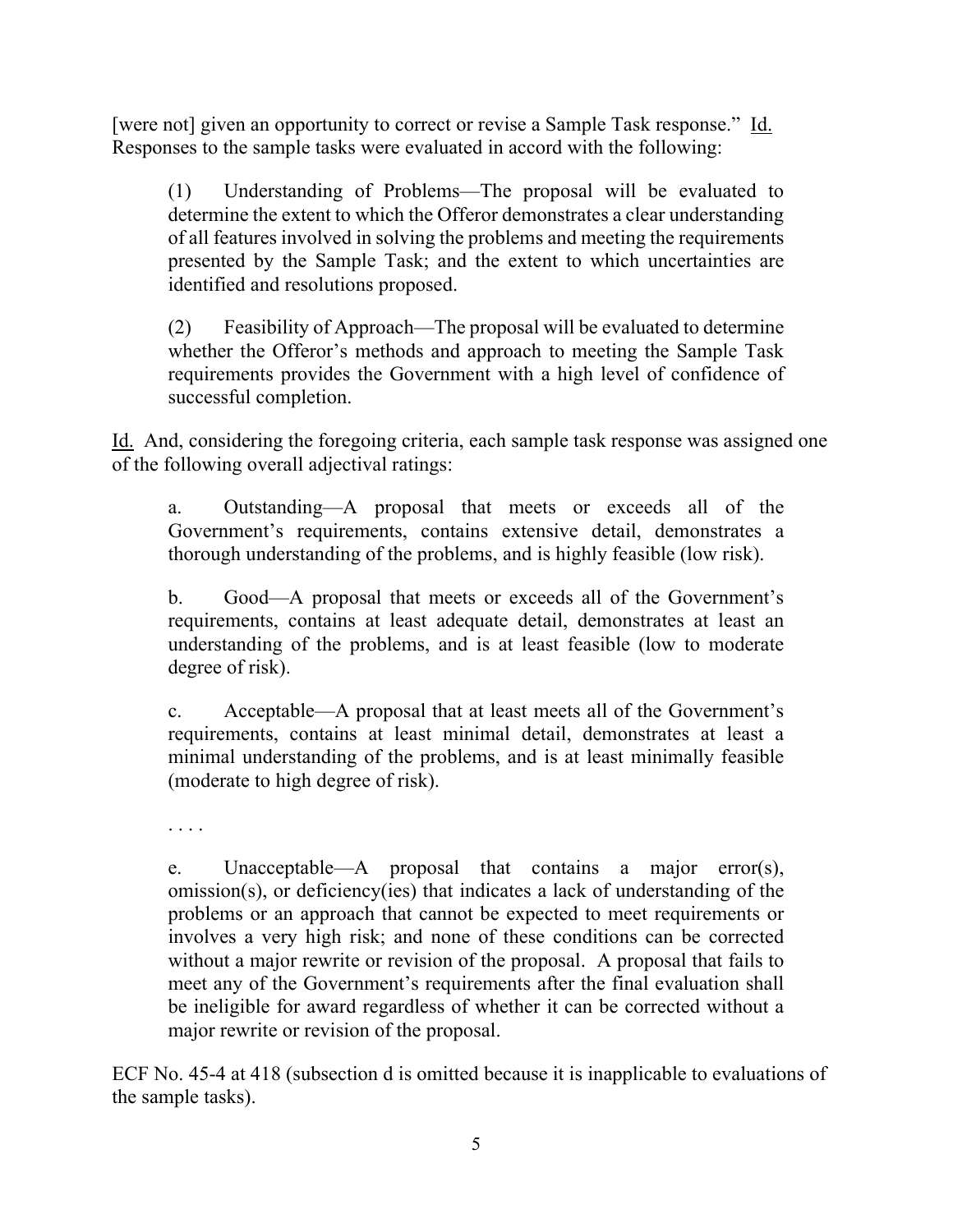[were not] given an opportunity to correct or revise a Sample Task response." Id. Responses to the sample tasks were evaluated in accord with the following:

> (1) Understanding of Problems—The proposal will be evaluated to determine the extent to which the Offeror demonstrates a clear understanding of all features involved in solving the problems and meeting the requirements presented by the Sample Task; and the extent to which uncertainties are identified and resolutions proposed.
>
> (2) Feasibility of Approach—The proposal will be evaluated to determine whether the Offeror's methods and approach to meeting the Sample Task requirements provides the Government with a high level of confidence of successful completion.

Id. And, considering the foregoing criteria, each sample task response was assigned one of the following overall adjectival ratings:

> a. Outstanding—A proposal that meets or exceeds all of the Government's requirements, contains extensive detail, demonstrates a thorough understanding of the problems, and is highly feasible (low risk).
>
> b. Good—A proposal that meets or exceeds all of the Government's requirements, contains at least adequate detail, demonstrates at least an understanding of the problems, and is at least feasible (low to moderate degree of risk).
>
> c. Acceptable—A proposal that at least meets all of the Government's requirements, contains at least minimal detail, demonstrates at least a minimal understanding of the problems, and is at least minimally feasible (moderate to high degree of risk).
>
> . . . .
>
> e. Unacceptable—A proposal that contains a major error(s), omission(s), or deficiency(ies) that indicates a lack of understanding of the problems or an approach that cannot be expected to meet requirements or involves a very high risk; and none of these conditions can be corrected without a major rewrite or revision of the proposal. A proposal that fails to meet any of the Government's requirements after the final evaluation shall be ineligible for award regardless of whether it can be corrected without a major rewrite or revision of the proposal.

ECF No. 45-4 at 418 (subsection d is omitted because it is inapplicable to evaluations of the sample tasks).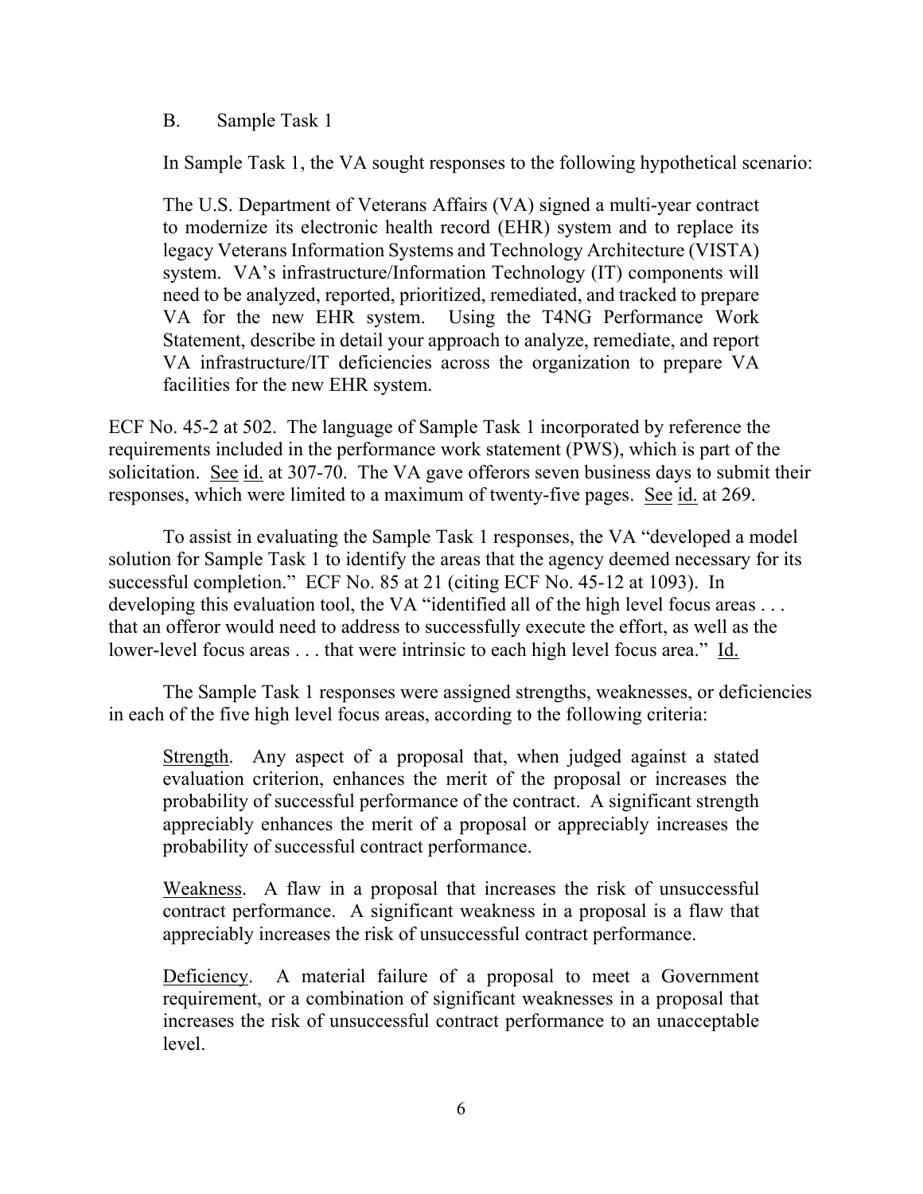### B. Sample Task 1

In Sample Task 1, the VA sought responses to the following hypothetical scenario:

> The U.S. Department of Veterans Affairs (VA) signed a multi-year contract to modernize its electronic health record (EHR) system and to replace its legacy Veterans Information Systems and Technology Architecture (VISTA) system. VA's infrastructure/Information Technology (IT) components will need to be analyzed, reported, prioritized, remediated, and tracked to prepare VA for the new EHR system. Using the T4NG Performance Work Statement, describe in detail your approach to analyze, remediate, and report VA infrastructure/IT deficiencies across the organization to prepare VA facilities for the new EHR system.

ECF No. 45-2 at 502. The language of Sample Task 1 incorporated by reference the requirements included in the performance work statement (PWS), which is part of the solicitation. See id. at 307-70. The VA gave offerors seven business days to submit their responses, which were limited to a maximum of twenty-five pages. See id. at 269.

To assist in evaluating the Sample Task 1 responses, the VA "developed a model solution for Sample Task 1 to identify the areas that the agency deemed necessary for its successful completion." ECF No. 85 at 21 (citing ECF No. 45-12 at 1093). In developing this evaluation tool, the VA "identified all of the high level focus areas . . . that an offeror would need to address to successfully execute the effort, as well as the lower-level focus areas . . . that were intrinsic to each high level focus area." Id.

The Sample Task 1 responses were assigned strengths, weaknesses, or deficiencies in each of the five high level focus areas, according to the following criteria:

> Strength. Any aspect of a proposal that, when judged against a stated evaluation criterion, enhances the merit of the proposal or increases the probability of successful performance of the contract. A significant strength appreciably enhances the merit of a proposal or appreciably increases the probability of successful contract performance.
>
> Weakness. A flaw in a proposal that increases the risk of unsuccessful contract performance. A significant weakness in a proposal is a flaw that appreciably increases the risk of unsuccessful contract performance.
>
> Deficiency. A material failure of a proposal to meet a Government requirement, or a combination of significant weaknesses in a proposal that increases the risk of unsuccessful contract performance to an unacceptable level.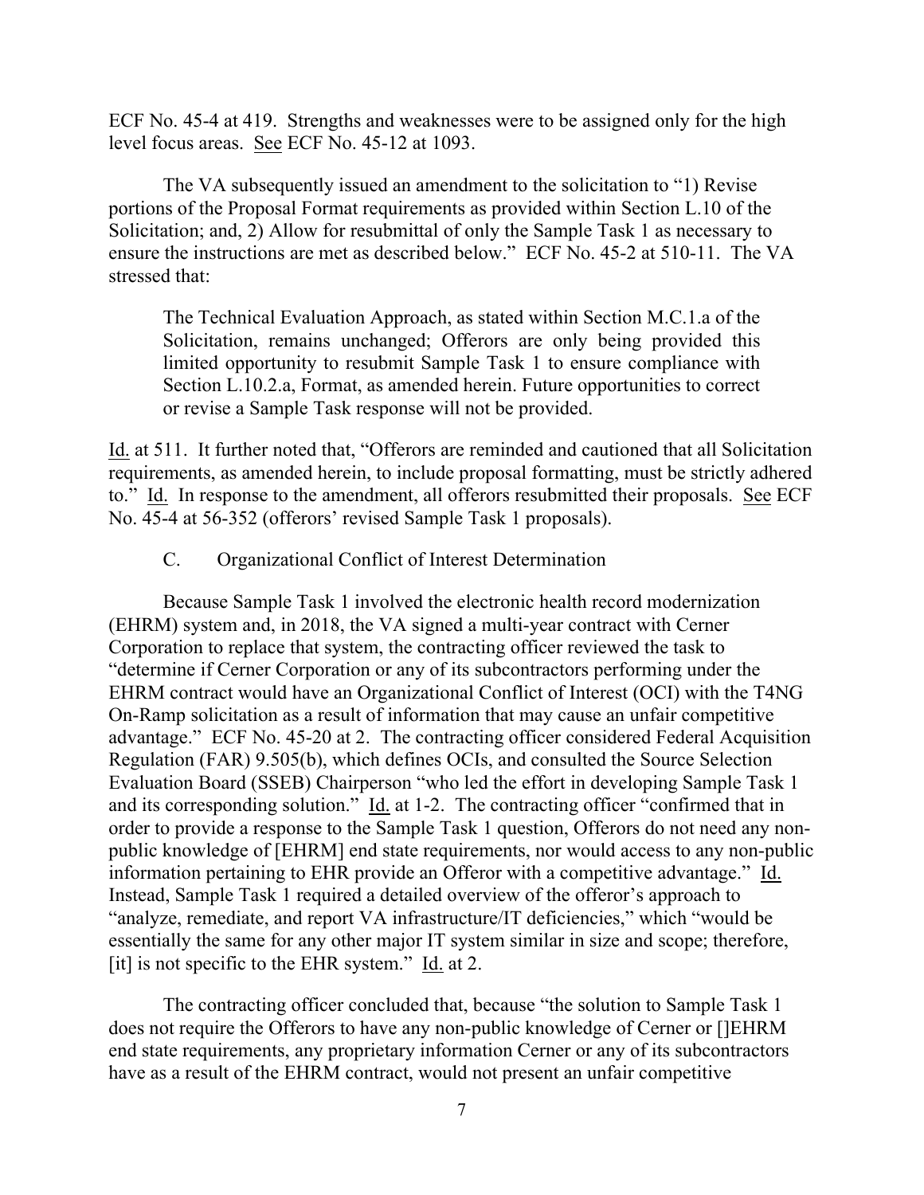ECF No. 45-4 at 419. Strengths and weaknesses were to be assigned only for the high level focus areas. See ECF No. 45-12 at 1093.

The VA subsequently issued an amendment to the solicitation to "1) Revise portions of the Proposal Format requirements as provided within Section L.10 of the Solicitation; and, 2) Allow for resubmittal of only the Sample Task 1 as necessary to ensure the instructions are met as described below." ECF No. 45-2 at 510-11. The VA stressed that:

> The Technical Evaluation Approach, as stated within Section M.C.1.a of the Solicitation, remains unchanged; Offerors are only being provided this limited opportunity to resubmit Sample Task 1 to ensure compliance with Section L.10.2.a, Format, as amended herein. Future opportunities to correct or revise a Sample Task response will not be provided.

Id. at 511. It further noted that, "Offerors are reminded and cautioned that all Solicitation requirements, as amended herein, to include proposal formatting, must be strictly adhered to." Id. In response to the amendment, all offerors resubmitted their proposals. See ECF No. 45-4 at 56-352 (offerors' revised Sample Task 1 proposals).

### C. Organizational Conflict of Interest Determination

Because Sample Task 1 involved the electronic health record modernization (EHRM) system and, in 2018, the VA signed a multi-year contract with Cerner Corporation to replace that system, the contracting officer reviewed the task to "determine if Cerner Corporation or any of its subcontractors performing under the EHRM contract would have an Organizational Conflict of Interest (OCI) with the T4NG On-Ramp solicitation as a result of information that may cause an unfair competitive advantage." ECF No. 45-20 at 2. The contracting officer considered Federal Acquisition Regulation (FAR) 9.505(b), which defines OCIs, and consulted the Source Selection Evaluation Board (SSEB) Chairperson "who led the effort in developing Sample Task 1 and its corresponding solution." Id. at 1-2. The contracting officer "confirmed that in order to provide a response to the Sample Task 1 question, Offerors do not need any non-public knowledge of [EHRM] end state requirements, nor would access to any non-public information pertaining to EHR provide an Offeror with a competitive advantage." Id. Instead, Sample Task 1 required a detailed overview of the offeror's approach to "analyze, remediate, and report VA infrastructure/IT deficiencies," which "would be essentially the same for any other major IT system similar in size and scope; therefore, [it] is not specific to the EHR system." Id. at 2.

The contracting officer concluded that, because "the solution to Sample Task 1 does not require the Offerors to have any non-public knowledge of Cerner or []EHRM end state requirements, any proprietary information Cerner or any of its subcontractors have as a result of the EHRM contract, would not present an unfair competitive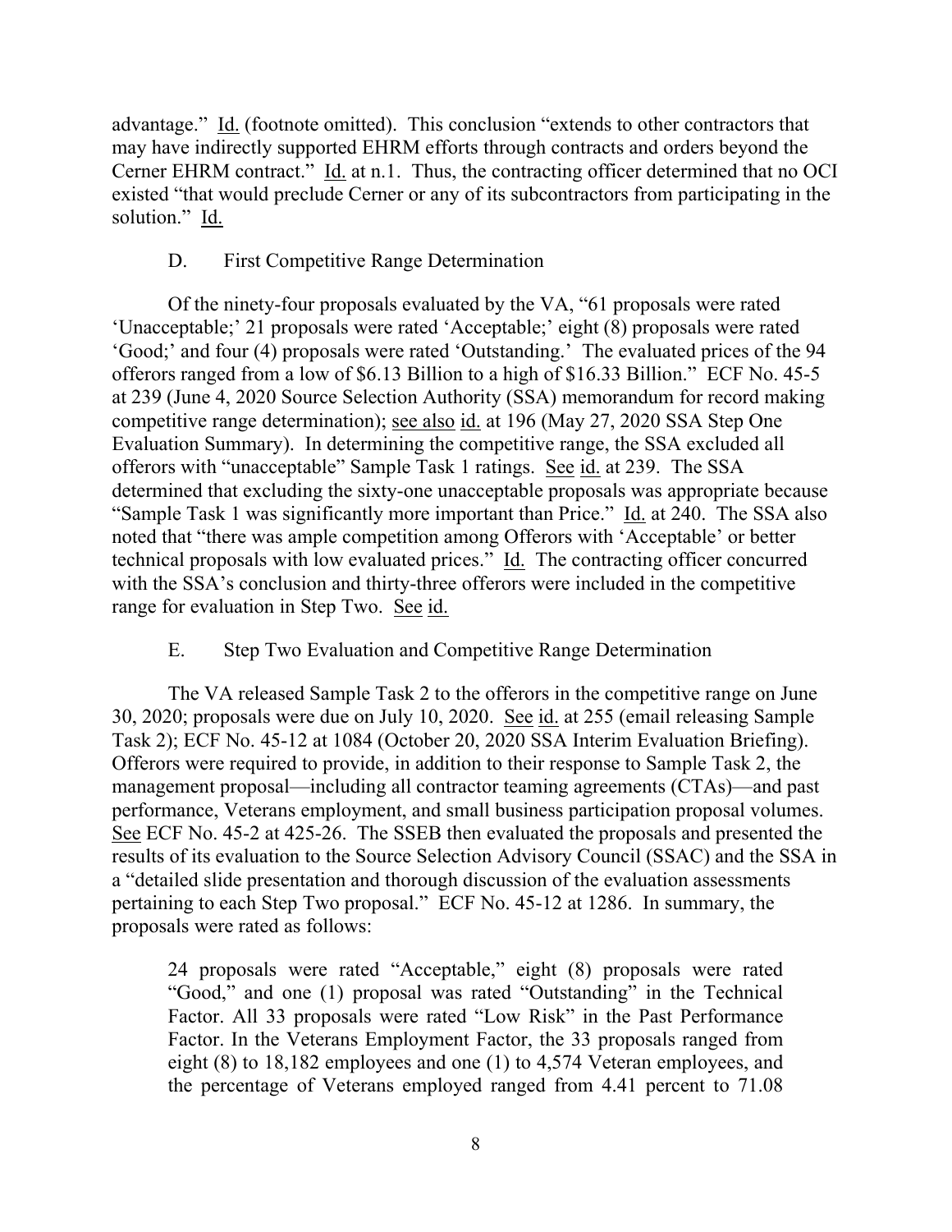advantage." Id. (footnote omitted). This conclusion "extends to other contractors that may have indirectly supported EHRM efforts through contracts and orders beyond the Cerner EHRM contract." Id. at n.1. Thus, the contracting officer determined that no OCI existed "that would preclude Cerner or any of its subcontractors from participating in the solution." Id.

### D. First Competitive Range Determination

Of the ninety-four proposals evaluated by the VA, "61 proposals were rated 'Unacceptable;' 21 proposals were rated 'Acceptable;' eight (8) proposals were rated 'Good;' and four (4) proposals were rated 'Outstanding.' The evaluated prices of the 94 offerors ranged from a low of $6.13 Billion to a high of $16.33 Billion." ECF No. 45-5 at 239 (June 4, 2020 Source Selection Authority (SSA) memorandum for record making competitive range determination); see also id. at 196 (May 27, 2020 SSA Step One Evaluation Summary). In determining the competitive range, the SSA excluded all offerors with "unacceptable" Sample Task 1 ratings. See id. at 239. The SSA determined that excluding the sixty-one unacceptable proposals was appropriate because "Sample Task 1 was significantly more important than Price." Id. at 240. The SSA also noted that "there was ample competition among Offerors with 'Acceptable' or better technical proposals with low evaluated prices." Id. The contracting officer concurred with the SSA's conclusion and thirty-three offerors were included in the competitive range for evaluation in Step Two. See id.

### E. Step Two Evaluation and Competitive Range Determination

The VA released Sample Task 2 to the offerors in the competitive range on June 30, 2020; proposals were due on July 10, 2020. See id. at 255 (email releasing Sample Task 2); ECF No. 45-12 at 1084 (October 20, 2020 SSA Interim Evaluation Briefing). Offerors were required to provide, in addition to their response to Sample Task 2, the management proposal—including all contractor teaming agreements (CTAs)—and past performance, Veterans employment, and small business participation proposal volumes. See ECF No. 45-2 at 425-26. The SSEB then evaluated the proposals and presented the results of its evaluation to the Source Selection Advisory Council (SSAC) and the SSA in a "detailed slide presentation and thorough discussion of the evaluation assessments pertaining to each Step Two proposal." ECF No. 45-12 at 1286. In summary, the proposals were rated as follows:

> 24 proposals were rated "Acceptable," eight (8) proposals were rated "Good," and one (1) proposal was rated "Outstanding" in the Technical Factor. All 33 proposals were rated "Low Risk" in the Past Performance Factor. In the Veterans Employment Factor, the 33 proposals ranged from eight (8) to 18,182 employees and one (1) to 4,574 Veteran employees, and the percentage of Veterans employed ranged from 4.41 percent to 71.08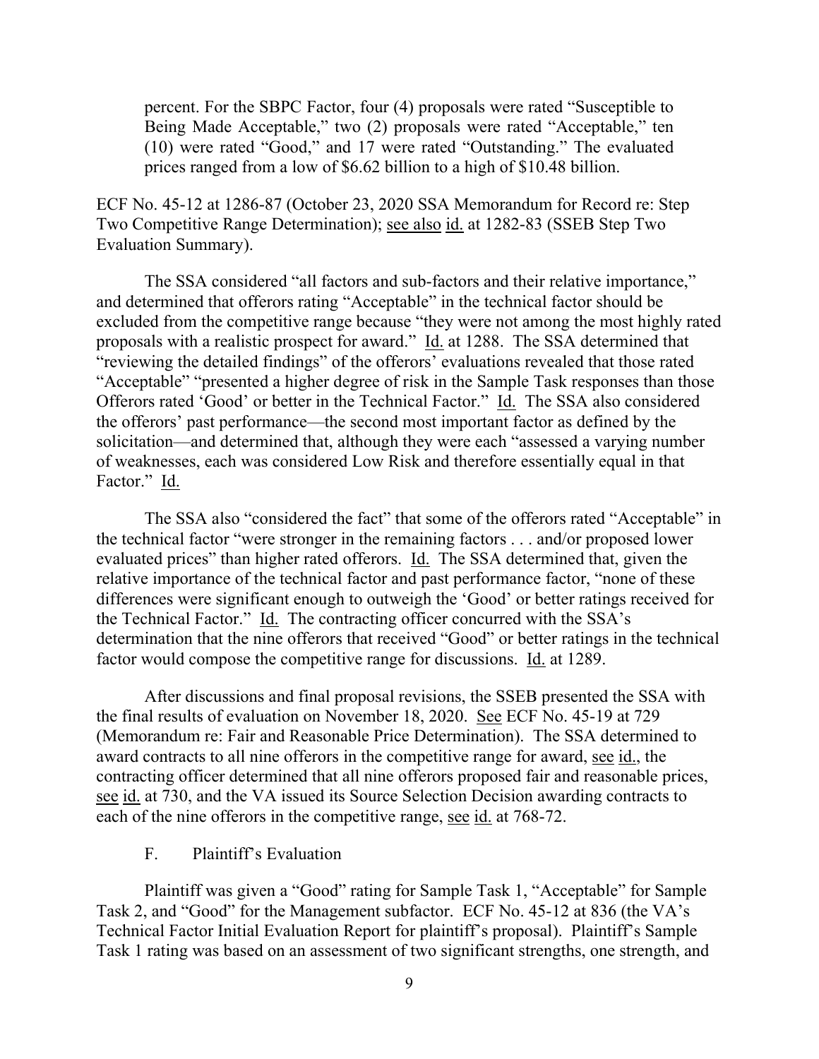> percent. For the SBPC Factor, four (4) proposals were rated "Susceptible to Being Made Acceptable," two (2) proposals were rated "Acceptable," ten (10) were rated "Good," and 17 were rated "Outstanding." The evaluated prices ranged from a low of $6.62 billion to a high of $10.48 billion.

ECF No. 45-12 at 1286-87 (October 23, 2020 SSA Memorandum for Record re: Step Two Competitive Range Determination); see also id. at 1282-83 (SSEB Step Two Evaluation Summary).

The SSA considered "all factors and sub-factors and their relative importance," and determined that offerors rating "Acceptable" in the technical factor should be excluded from the competitive range because "they were not among the most highly rated proposals with a realistic prospect for award." Id. at 1288. The SSA determined that "reviewing the detailed findings" of the offerors' evaluations revealed that those rated "Acceptable" "presented a higher degree of risk in the Sample Task responses than those Offerors rated 'Good' or better in the Technical Factor." Id. The SSA also considered the offerors' past performance—the second most important factor as defined by the solicitation—and determined that, although they were each "assessed a varying number of weaknesses, each was considered Low Risk and therefore essentially equal in that Factor." Id.

The SSA also "considered the fact" that some of the offerors rated "Acceptable" in the technical factor "were stronger in the remaining factors . . . and/or proposed lower evaluated prices" than higher rated offerors. Id. The SSA determined that, given the relative importance of the technical factor and past performance factor, "none of these differences were significant enough to outweigh the 'Good' or better ratings received for the Technical Factor." Id. The contracting officer concurred with the SSA's determination that the nine offerors that received "Good" or better ratings in the technical factor would compose the competitive range for discussions. Id. at 1289.

After discussions and final proposal revisions, the SSEB presented the SSA with the final results of evaluation on November 18, 2020. See ECF No. 45-19 at 729 (Memorandum re: Fair and Reasonable Price Determination). The SSA determined to award contracts to all nine offerors in the competitive range for award, see id., the contracting officer determined that all nine offerors proposed fair and reasonable prices, see id. at 730, and the VA issued its Source Selection Decision awarding contracts to each of the nine offerors in the competitive range, see id. at 768-72.

### F. Plaintiff's Evaluation

Plaintiff was given a "Good" rating for Sample Task 1, "Acceptable" for Sample Task 2, and "Good" for the Management subfactor. ECF No. 45-12 at 836 (the VA's Technical Factor Initial Evaluation Report for plaintiff's proposal). Plaintiff's Sample Task 1 rating was based on an assessment of two significant strengths, one strength, and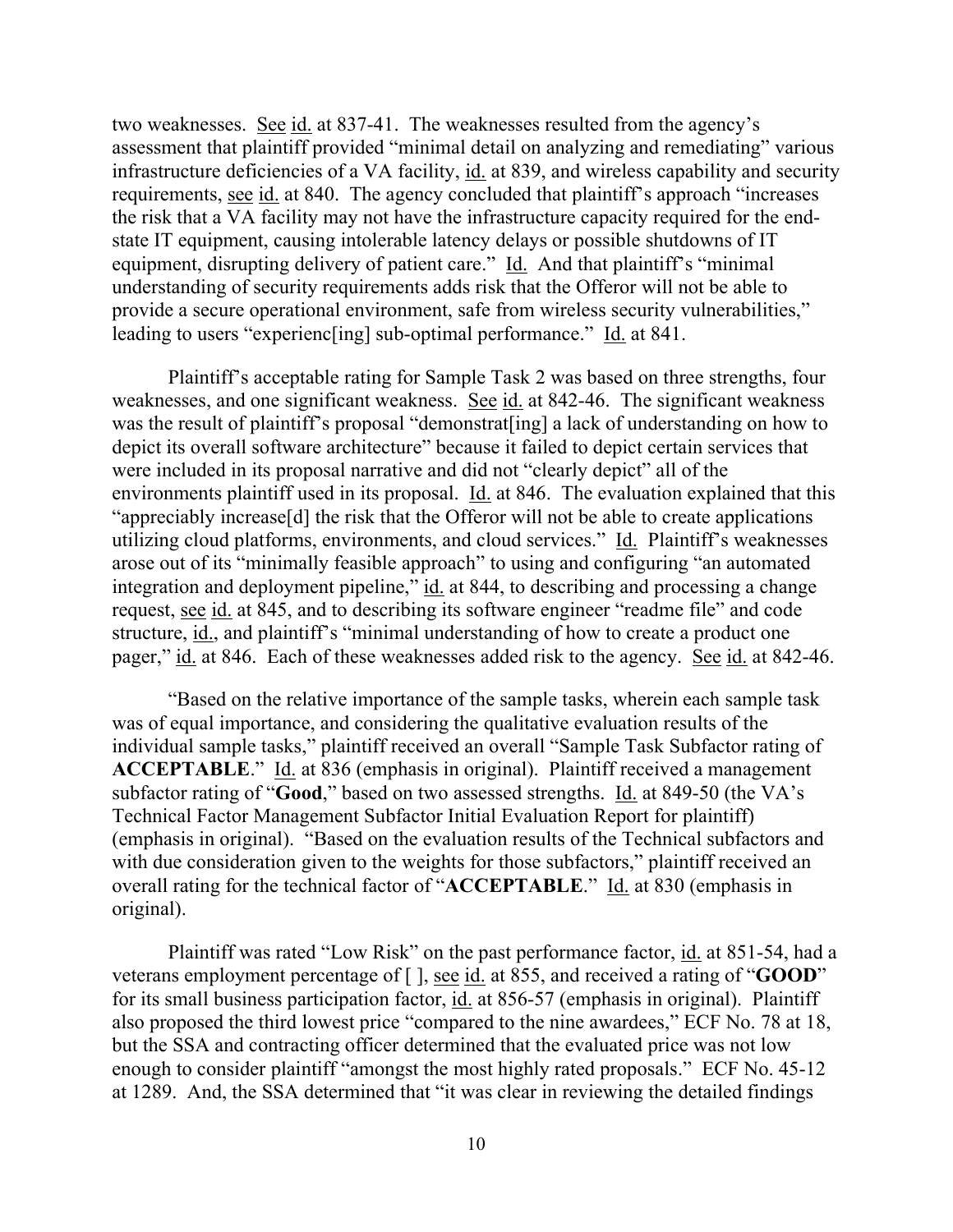two weaknesses. See id. at 837-41. The weaknesses resulted from the agency's assessment that plaintiff provided "minimal detail on analyzing and remediating" various infrastructure deficiencies of a VA facility, id. at 839, and wireless capability and security requirements, see id. at 840. The agency concluded that plaintiff's approach "increases the risk that a VA facility may not have the infrastructure capacity required for the end-state IT equipment, causing intolerable latency delays or possible shutdowns of IT equipment, disrupting delivery of patient care." Id. And that plaintiff's "minimal understanding of security requirements adds risk that the Offeror will not be able to provide a secure operational environment, safe from wireless security vulnerabilities," leading to users "experienc[ing] sub-optimal performance." Id. at 841.

Plaintiff's acceptable rating for Sample Task 2 was based on three strengths, four weaknesses, and one significant weakness. See id. at 842-46. The significant weakness was the result of plaintiff's proposal "demonstrat[ing] a lack of understanding on how to depict its overall software architecture" because it failed to depict certain services that were included in its proposal narrative and did not "clearly depict" all of the environments plaintiff used in its proposal. Id. at 846. The evaluation explained that this "appreciably increase[d] the risk that the Offeror will not be able to create applications utilizing cloud platforms, environments, and cloud services." Id. Plaintiff's weaknesses arose out of its "minimally feasible approach" to using and configuring "an automated integration and deployment pipeline," id. at 844, to describing and processing a change request, see id. at 845, and to describing its software engineer "readme file" and code structure, id., and plaintiff's "minimal understanding of how to create a product one pager," id. at 846. Each of these weaknesses added risk to the agency. See id. at 842-46.

"Based on the relative importance of the sample tasks, wherein each sample task was of equal importance, and considering the qualitative evaluation results of the individual sample tasks," plaintiff received an overall "Sample Task Subfactor rating of **ACCEPTABLE**." Id. at 836 (emphasis in original). Plaintiff received a management subfactor rating of "**Good**," based on two assessed strengths. Id. at 849-50 (the VA's Technical Factor Management Subfactor Initial Evaluation Report for plaintiff) (emphasis in original). "Based on the evaluation results of the Technical subfactors and with due consideration given to the weights for those subfactors," plaintiff received an overall rating for the technical factor of "**ACCEPTABLE**." Id. at 830 (emphasis in original).

Plaintiff was rated "Low Risk" on the past performance factor, id. at 851-54, had a veterans employment percentage of [ ], see id. at 855, and received a rating of "**GOOD**" for its small business participation factor, id. at 856-57 (emphasis in original). Plaintiff also proposed the third lowest price "compared to the nine awardees," ECF No. 78 at 18, but the SSA and contracting officer determined that the evaluated price was not low enough to consider plaintiff "amongst the most highly rated proposals." ECF No. 45-12 at 1289. And, the SSA determined that "it was clear in reviewing the detailed findings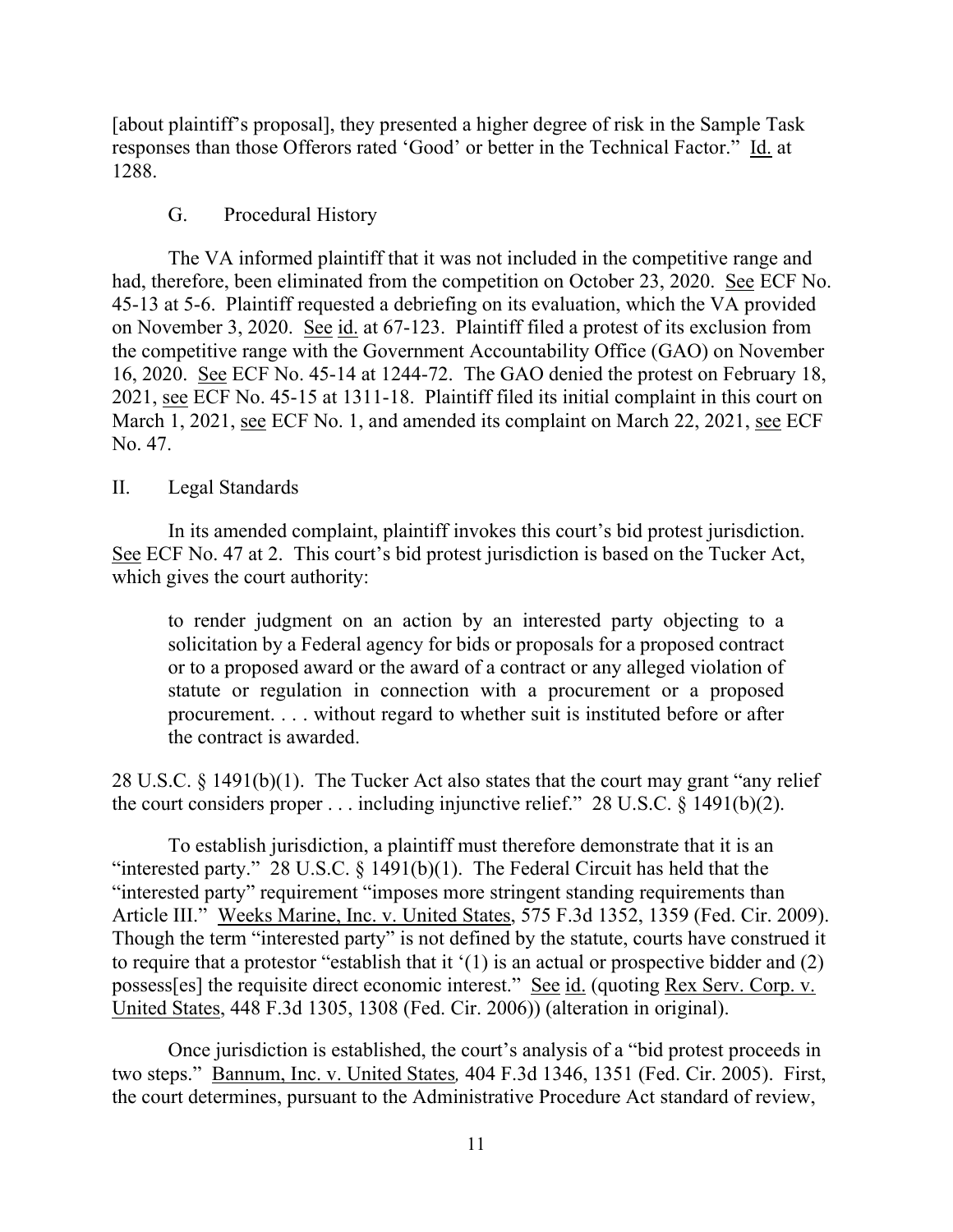[about plaintiff's proposal], they presented a higher degree of risk in the Sample Task responses than those Offerors rated 'Good' or better in the Technical Factor." Id. at 1288.

### G. Procedural History

The VA informed plaintiff that it was not included in the competitive range and had, therefore, been eliminated from the competition on October 23, 2020. See ECF No. 45-13 at 5-6. Plaintiff requested a debriefing on its evaluation, which the VA provided on November 3, 2020. See id. at 67-123. Plaintiff filed a protest of its exclusion from the competitive range with the Government Accountability Office (GAO) on November 16, 2020. See ECF No. 45-14 at 1244-72. The GAO denied the protest on February 18, 2021, see ECF No. 45-15 at 1311-18. Plaintiff filed its initial complaint in this court on March 1, 2021, see ECF No. 1, and amended its complaint on March 22, 2021, see ECF No. 47.

## II. Legal Standards

In its amended complaint, plaintiff invokes this court's bid protest jurisdiction. See ECF No. 47 at 2. This court's bid protest jurisdiction is based on the Tucker Act, which gives the court authority:

> to render judgment on an action by an interested party objecting to a solicitation by a Federal agency for bids or proposals for a proposed contract or to a proposed award or the award of a contract or any alleged violation of statute or regulation in connection with a procurement or a proposed procurement. . . . without regard to whether suit is instituted before or after the contract is awarded.

28 U.S.C. § 1491(b)(1). The Tucker Act also states that the court may grant "any relief the court considers proper . . . including injunctive relief." 28 U.S.C. § 1491(b)(2).

To establish jurisdiction, a plaintiff must therefore demonstrate that it is an "interested party." 28 U.S.C. § 1491(b)(1). The Federal Circuit has held that the "interested party" requirement "imposes more stringent standing requirements than Article III." Weeks Marine, Inc. v. United States, 575 F.3d 1352, 1359 (Fed. Cir. 2009). Though the term "interested party" is not defined by the statute, courts have construed it to require that a protestor "establish that it '(1) is an actual or prospective bidder and (2) possess[es] the requisite direct economic interest." See id. (quoting Rex Serv. Corp. v. United States, 448 F.3d 1305, 1308 (Fed. Cir. 2006)) (alteration in original).

Once jurisdiction is established, the court's analysis of a "bid protest proceeds in two steps." Bannum, Inc. v. United States, 404 F.3d 1346, 1351 (Fed. Cir. 2005). First, the court determines, pursuant to the Administrative Procedure Act standard of review,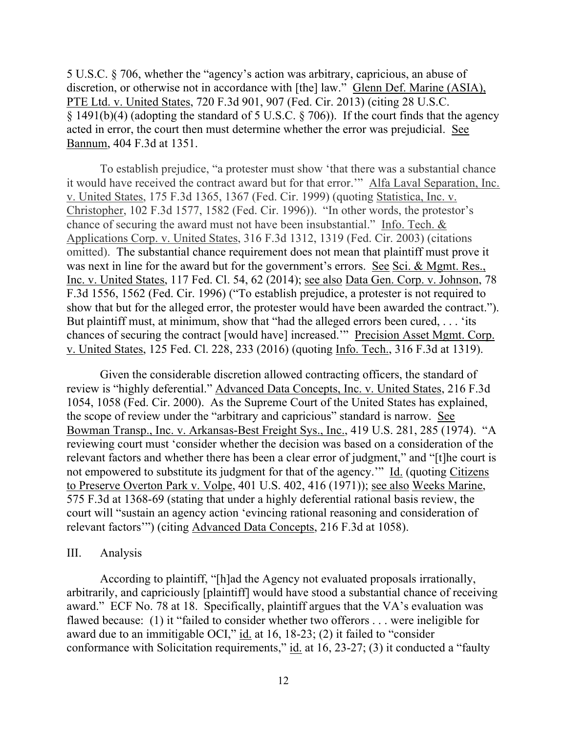5 U.S.C. § 706, whether the "agency's action was arbitrary, capricious, an abuse of discretion, or otherwise not in accordance with [the] law." Glenn Def. Marine (ASIA), PTE Ltd. v. United States, 720 F.3d 901, 907 (Fed. Cir. 2013) (citing 28 U.S.C. § 1491(b)(4) (adopting the standard of 5 U.S.C. § 706)). If the court finds that the agency acted in error, the court then must determine whether the error was prejudicial. See Bannum, 404 F.3d at 1351.

To establish prejudice, "a protester must show 'that there was a substantial chance it would have received the contract award but for that error.'" Alfa Laval Separation, Inc. v. United States, 175 F.3d 1365, 1367 (Fed. Cir. 1999) (quoting Statistica, Inc. v. Christopher, 102 F.3d 1577, 1582 (Fed. Cir. 1996)). "In other words, the protestor's chance of securing the award must not have been insubstantial." Info. Tech. & Applications Corp. v. United States, 316 F.3d 1312, 1319 (Fed. Cir. 2003) (citations omitted). The substantial chance requirement does not mean that plaintiff must prove it was next in line for the award but for the government's errors. See Sci. & Mgmt. Res., Inc. v. United States, 117 Fed. Cl. 54, 62 (2014); see also Data Gen. Corp. v. Johnson, 78 F.3d 1556, 1562 (Fed. Cir. 1996) ("To establish prejudice, a protester is not required to show that but for the alleged error, the protester would have been awarded the contract."). But plaintiff must, at minimum, show that "had the alleged errors been cured, . . . 'its chances of securing the contract [would have] increased.'" Precision Asset Mgmt. Corp. v. United States, 125 Fed. Cl. 228, 233 (2016) (quoting Info. Tech., 316 F.3d at 1319).

Given the considerable discretion allowed contracting officers, the standard of review is "highly deferential." Advanced Data Concepts, Inc. v. United States, 216 F.3d 1054, 1058 (Fed. Cir. 2000). As the Supreme Court of the United States has explained, the scope of review under the "arbitrary and capricious" standard is narrow. See Bowman Transp., Inc. v. Arkansas-Best Freight Sys., Inc., 419 U.S. 281, 285 (1974). "A reviewing court must 'consider whether the decision was based on a consideration of the relevant factors and whether there has been a clear error of judgment," and "[t]he court is not empowered to substitute its judgment for that of the agency.'" Id. (quoting Citizens to Preserve Overton Park v. Volpe, 401 U.S. 402, 416 (1971)); see also Weeks Marine, 575 F.3d at 1368-69 (stating that under a highly deferential rational basis review, the court will "sustain an agency action 'evincing rational reasoning and consideration of relevant factors'") (citing Advanced Data Concepts, 216 F.3d at 1058).

## III. Analysis

According to plaintiff, "[h]ad the Agency not evaluated proposals irrationally, arbitrarily, and capriciously [plaintiff] would have stood a substantial chance of receiving award." ECF No. 78 at 18. Specifically, plaintiff argues that the VA's evaluation was flawed because: (1) it "failed to consider whether two offerors . . . were ineligible for award due to an immitigable OCI," id. at 16, 18-23; (2) it failed to "consider conformance with Solicitation requirements," id. at 16, 23-27; (3) it conducted a "faulty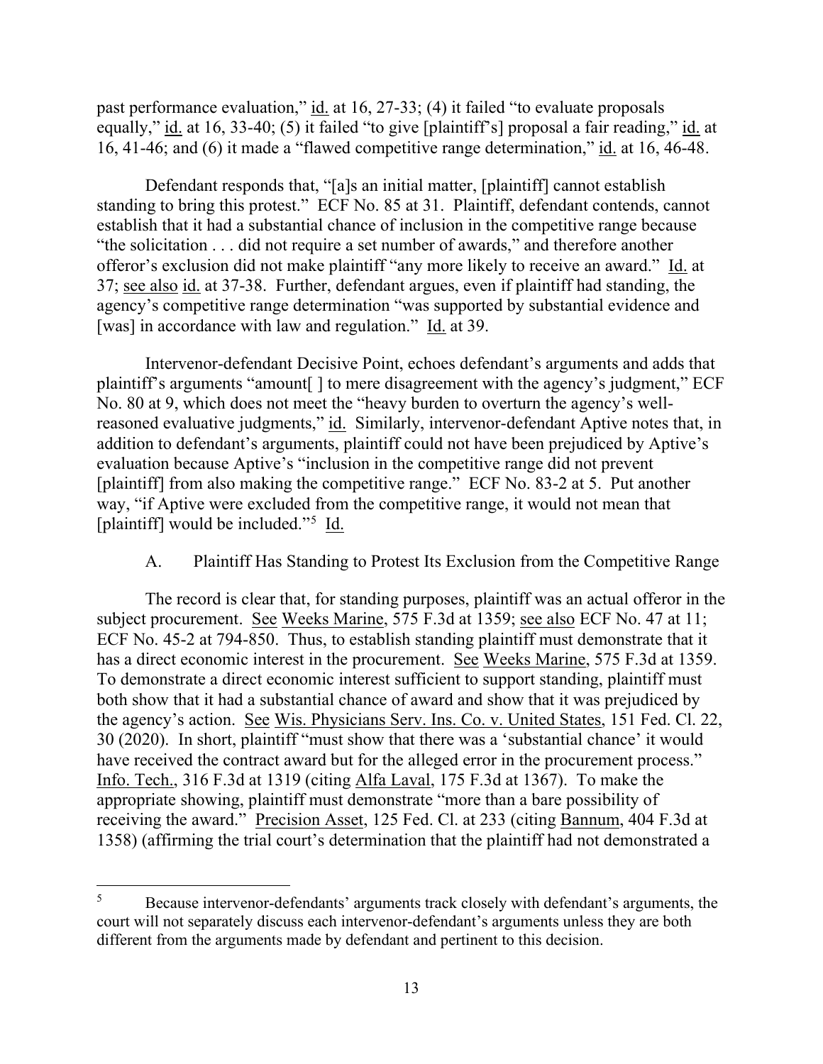past performance evaluation," id. at 16, 27-33; (4) it failed "to evaluate proposals equally," id. at 16, 33-40; (5) it failed "to give [plaintiff's] proposal a fair reading," id. at 16, 41-46; and (6) it made a "flawed competitive range determination," id. at 16, 46-48.

Defendant responds that, "[a]s an initial matter, [plaintiff] cannot establish standing to bring this protest." ECF No. 85 at 31. Plaintiff, defendant contends, cannot establish that it had a substantial chance of inclusion in the competitive range because "the solicitation . . . did not require a set number of awards," and therefore another offeror's exclusion did not make plaintiff "any more likely to receive an award." Id. at 37; see also id. at 37-38. Further, defendant argues, even if plaintiff had standing, the agency's competitive range determination "was supported by substantial evidence and [was] in accordance with law and regulation." Id. at 39.

Intervenor-defendant Decisive Point, echoes defendant's arguments and adds that plaintiff's arguments "amount[ ] to mere disagreement with the agency's judgment," ECF No. 80 at 9, which does not meet the "heavy burden to overturn the agency's well-reasoned evaluative judgments," id. Similarly, intervenor-defendant Aptive notes that, in addition to defendant's arguments, plaintiff could not have been prejudiced by Aptive's evaluation because Aptive's "inclusion in the competitive range did not prevent [plaintiff] from also making the competitive range." ECF No. 83-2 at 5. Put another way, "if Aptive were excluded from the competitive range, it would not mean that [plaintiff] would be included."[5] Id.

### A. Plaintiff Has Standing to Protest Its Exclusion from the Competitive Range

The record is clear that, for standing purposes, plaintiff was an actual offeror in the subject procurement. See Weeks Marine, 575 F.3d at 1359; see also ECF No. 47 at 11; ECF No. 45-2 at 794-850. Thus, to establish standing plaintiff must demonstrate that it has a direct economic interest in the procurement. See Weeks Marine, 575 F.3d at 1359. To demonstrate a direct economic interest sufficient to support standing, plaintiff must both show that it had a substantial chance of award and show that it was prejudiced by the agency's action. See Wis. Physicians Serv. Ins. Co. v. United States, 151 Fed. Cl. 22, 30 (2020). In short, plaintiff "must show that there was a 'substantial chance' it would have received the contract award but for the alleged error in the procurement process." Info. Tech., 316 F.3d at 1319 (citing Alfa Laval, 175 F.3d at 1367). To make the appropriate showing, plaintiff must demonstrate "more than a bare possibility of receiving the award." Precision Asset, 125 Fed. Cl. at 233 (citing Bannum, 404 F.3d at 1358) (affirming the trial court's determination that the plaintiff had not demonstrated a

---

[5] Because intervenor-defendants' arguments track closely with defendant's arguments, the court will not separately discuss each intervenor-defendant's arguments unless they are both different from the arguments made by defendant and pertinent to this decision.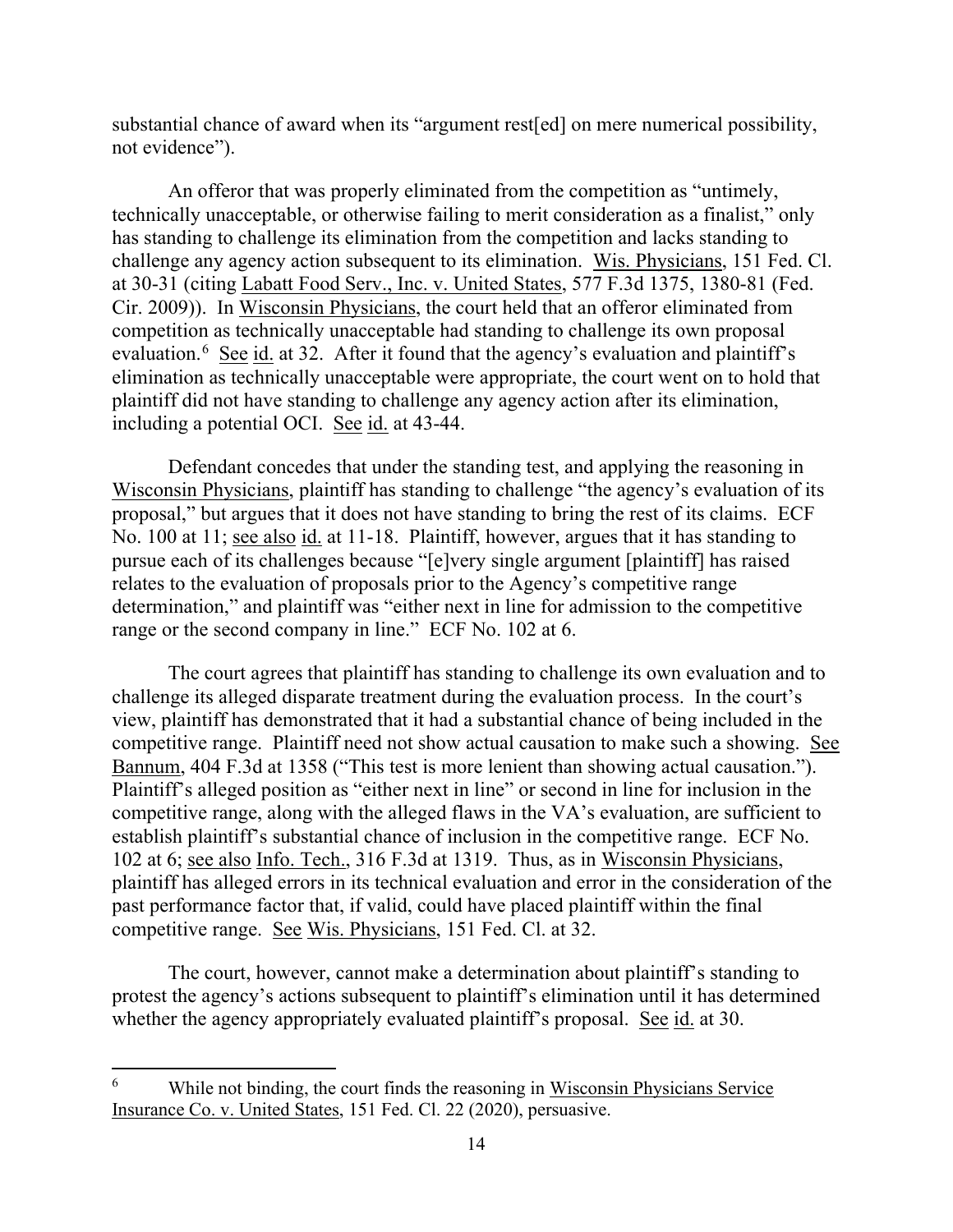substantial chance of award when its "argument rest[ed] on mere numerical possibility, not evidence").

An offeror that was properly eliminated from the competition as "untimely, technically unacceptable, or otherwise failing to merit consideration as a finalist," only has standing to challenge its elimination from the competition and lacks standing to challenge any agency action subsequent to its elimination. Wis. Physicians, 151 Fed. Cl. at 30-31 (citing Labatt Food Serv., Inc. v. United States, 577 F.3d 1375, 1380-81 (Fed. Cir. 2009)). In Wisconsin Physicians, the court held that an offeror eliminated from competition as technically unacceptable had standing to challenge its own proposal evaluation.[6] See id. at 32. After it found that the agency's evaluation and plaintiff's elimination as technically unacceptable were appropriate, the court went on to hold that plaintiff did not have standing to challenge any agency action after its elimination, including a potential OCI. See id. at 43-44.

Defendant concedes that under the standing test, and applying the reasoning in Wisconsin Physicians, plaintiff has standing to challenge "the agency's evaluation of its proposal," but argues that it does not have standing to bring the rest of its claims. ECF No. 100 at 11; see also id. at 11-18. Plaintiff, however, argues that it has standing to pursue each of its challenges because "[e]very single argument [plaintiff] has raised relates to the evaluation of proposals prior to the Agency's competitive range determination," and plaintiff was "either next in line for admission to the competitive range or the second company in line." ECF No. 102 at 6.

The court agrees that plaintiff has standing to challenge its own evaluation and to challenge its alleged disparate treatment during the evaluation process. In the court's view, plaintiff has demonstrated that it had a substantial chance of being included in the competitive range. Plaintiff need not show actual causation to make such a showing. See Bannum, 404 F.3d at 1358 ("This test is more lenient than showing actual causation."). Plaintiff's alleged position as "either next in line" or second in line for inclusion in the competitive range, along with the alleged flaws in the VA's evaluation, are sufficient to establish plaintiff's substantial chance of inclusion in the competitive range. ECF No. 102 at 6; see also Info. Tech., 316 F.3d at 1319. Thus, as in Wisconsin Physicians, plaintiff has alleged errors in its technical evaluation and error in the consideration of the past performance factor that, if valid, could have placed plaintiff within the final competitive range. See Wis. Physicians, 151 Fed. Cl. at 32.

The court, however, cannot make a determination about plaintiff's standing to protest the agency's actions subsequent to plaintiff's elimination until it has determined whether the agency appropriately evaluated plaintiff's proposal. See id. at 30.

---

[6] While not binding, the court finds the reasoning in Wisconsin Physicians Service Insurance Co. v. United States, 151 Fed. Cl. 22 (2020), persuasive.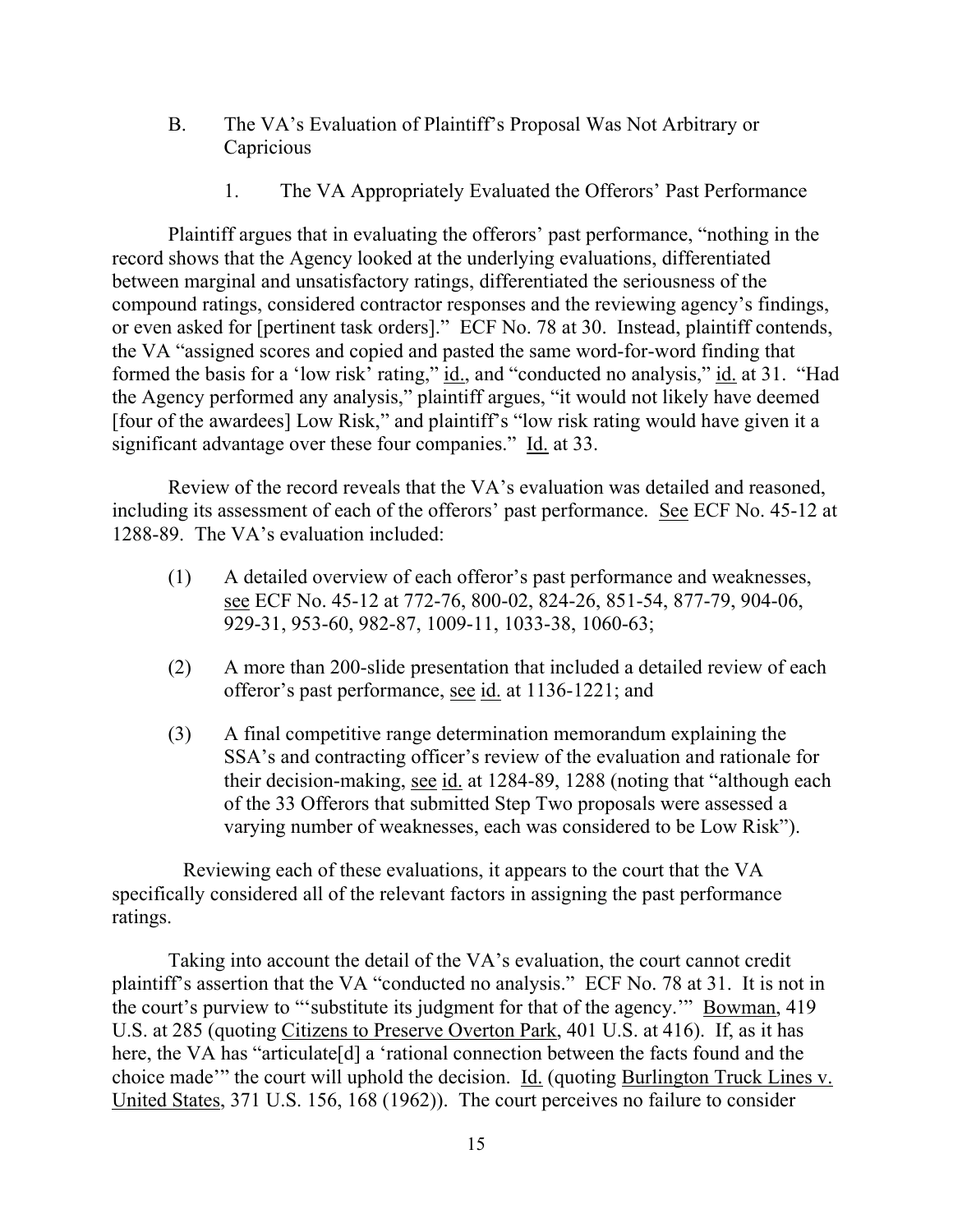B. The VA's Evaluation of Plaintiff's Proposal Was Not Arbitrary or Capricious

1. The VA Appropriately Evaluated the Offerors' Past Performance

Plaintiff argues that in evaluating the offerors' past performance, "nothing in the record shows that the Agency looked at the underlying evaluations, differentiated between marginal and unsatisfactory ratings, differentiated the seriousness of the compound ratings, considered contractor responses and the reviewing agency's findings, or even asked for [pertinent task orders]." ECF No. 78 at 30. Instead, plaintiff contends, the VA "assigned scores and copied and pasted the same word-for-word finding that formed the basis for a 'low risk' rating," id., and "conducted no analysis," id. at 31. "Had the Agency performed any analysis," plaintiff argues, "it would not likely have deemed [four of the awardees] Low Risk," and plaintiff's "low risk rating would have given it a significant advantage over these four companies." Id. at 33.

Review of the record reveals that the VA's evaluation was detailed and reasoned, including its assessment of each of the offerors' past performance. See ECF No. 45-12 at 1288-89. The VA's evaluation included:

(1) A detailed overview of each offeror's past performance and weaknesses, see ECF No. 45-12 at 772-76, 800-02, 824-26, 851-54, 877-79, 904-06, 929-31, 953-60, 982-87, 1009-11, 1033-38, 1060-63;

(2) A more than 200-slide presentation that included a detailed review of each offeror's past performance, see id. at 1136-1221; and

(3) A final competitive range determination memorandum explaining the SSA's and contracting officer's review of the evaluation and rationale for their decision-making, see id. at 1284-89, 1288 (noting that "although each of the 33 Offerors that submitted Step Two proposals were assessed a varying number of weaknesses, each was considered to be Low Risk").

Reviewing each of these evaluations, it appears to the court that the VA specifically considered all of the relevant factors in assigning the past performance ratings.

Taking into account the detail of the VA's evaluation, the court cannot credit plaintiff's assertion that the VA "conducted no analysis." ECF No. 78 at 31. It is not in the court's purview to "'substitute its judgment for that of the agency.'" Bowman, 419 U.S. at 285 (quoting Citizens to Preserve Overton Park, 401 U.S. at 416). If, as it has here, the VA has "articulate[d] a 'rational connection between the facts found and the choice made'" the court will uphold the decision. Id. (quoting Burlington Truck Lines v. United States, 371 U.S. 156, 168 (1962)). The court perceives no failure to consider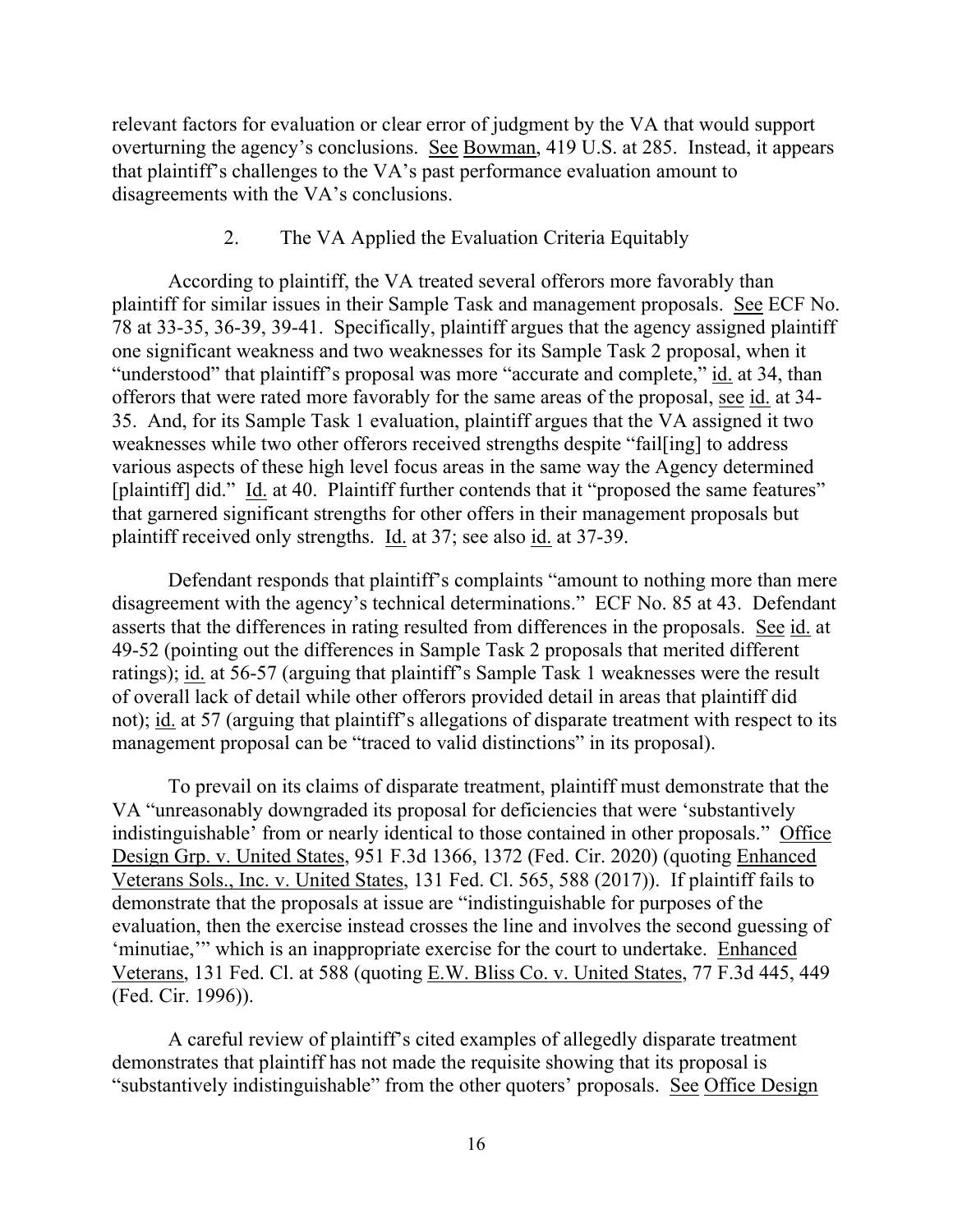relevant factors for evaluation or clear error of judgment by the VA that would support overturning the agency's conclusions. See Bowman, 419 U.S. at 285. Instead, it appears that plaintiff's challenges to the VA's past performance evaluation amount to disagreements with the VA's conclusions.

### 2. The VA Applied the Evaluation Criteria Equitably

According to plaintiff, the VA treated several offerors more favorably than plaintiff for similar issues in their Sample Task and management proposals. See ECF No. 78 at 33-35, 36-39, 39-41. Specifically, plaintiff argues that the agency assigned plaintiff one significant weakness and two weaknesses for its Sample Task 2 proposal, when it "understood" that plaintiff's proposal was more "accurate and complete," id. at 34, than offerors that were rated more favorably for the same areas of the proposal, see id. at 34-35. And, for its Sample Task 1 evaluation, plaintiff argues that the VA assigned it two weaknesses while two other offerors received strengths despite "fail[ing] to address various aspects of these high level focus areas in the same way the Agency determined [plaintiff] did." Id. at 40. Plaintiff further contends that it "proposed the same features" that garnered significant strengths for other offers in their management proposals but plaintiff received only strengths. Id. at 37; see also id. at 37-39.

Defendant responds that plaintiff's complaints "amount to nothing more than mere disagreement with the agency's technical determinations." ECF No. 85 at 43. Defendant asserts that the differences in rating resulted from differences in the proposals. See id. at 49-52 (pointing out the differences in Sample Task 2 proposals that merited different ratings); id. at 56-57 (arguing that plaintiff's Sample Task 1 weaknesses were the result of overall lack of detail while other offerors provided detail in areas that plaintiff did not); id. at 57 (arguing that plaintiff's allegations of disparate treatment with respect to its management proposal can be "traced to valid distinctions" in its proposal).

To prevail on its claims of disparate treatment, plaintiff must demonstrate that the VA "unreasonably downgraded its proposal for deficiencies that were 'substantively indistinguishable' from or nearly identical to those contained in other proposals." Office Design Grp. v. United States, 951 F.3d 1366, 1372 (Fed. Cir. 2020) (quoting Enhanced Veterans Sols., Inc. v. United States, 131 Fed. Cl. 565, 588 (2017)). If plaintiff fails to demonstrate that the proposals at issue are "indistinguishable for purposes of the evaluation, then the exercise instead crosses the line and involves the second guessing of 'minutiae,'" which is an inappropriate exercise for the court to undertake. Enhanced Veterans, 131 Fed. Cl. at 588 (quoting E.W. Bliss Co. v. United States, 77 F.3d 445, 449 (Fed. Cir. 1996)).

A careful review of plaintiff's cited examples of allegedly disparate treatment demonstrates that plaintiff has not made the requisite showing that its proposal is "substantively indistinguishable" from the other quoters' proposals. See Office Design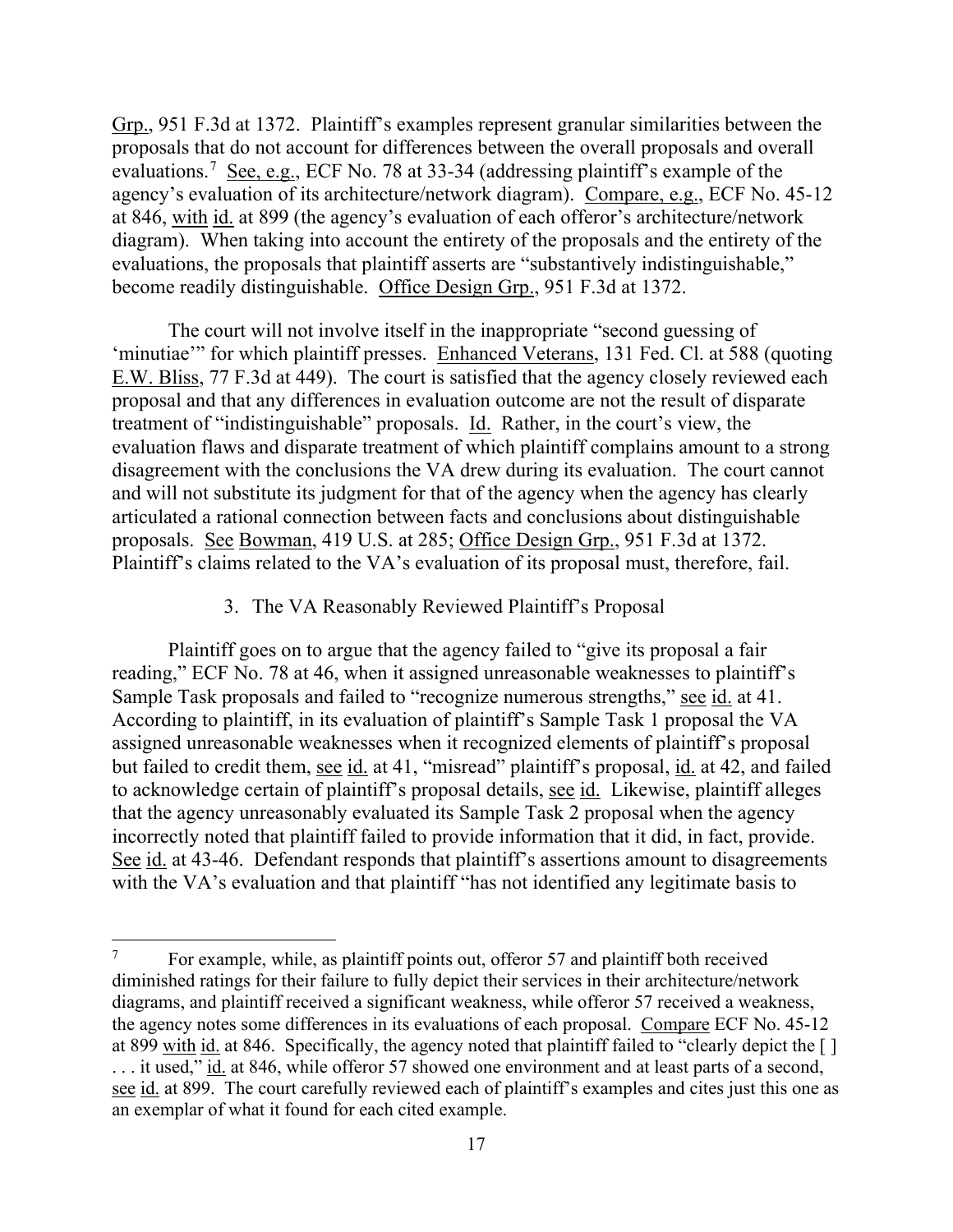Grp., 951 F.3d at 1372. Plaintiff's examples represent granular similarities between the proposals that do not account for differences between the overall proposals and overall evaluations.[7] See, e.g., ECF No. 78 at 33-34 (addressing plaintiff's example of the agency's evaluation of its architecture/network diagram). Compare, e.g., ECF No. 45-12 at 846, with id. at 899 (the agency's evaluation of each offeror's architecture/network diagram). When taking into account the entirety of the proposals and the entirety of the evaluations, the proposals that plaintiff asserts are "substantively indistinguishable," become readily distinguishable. Office Design Grp., 951 F.3d at 1372.

The court will not involve itself in the inappropriate "second guessing of 'minutiae'" for which plaintiff presses. Enhanced Veterans, 131 Fed. Cl. at 588 (quoting E.W. Bliss, 77 F.3d at 449). The court is satisfied that the agency closely reviewed each proposal and that any differences in evaluation outcome are not the result of disparate treatment of "indistinguishable" proposals. Id. Rather, in the court's view, the evaluation flaws and disparate treatment of which plaintiff complains amount to a strong disagreement with the conclusions the VA drew during its evaluation. The court cannot and will not substitute its judgment for that of the agency when the agency has clearly articulated a rational connection between facts and conclusions about distinguishable proposals. See Bowman, 419 U.S. at 285; Office Design Grp., 951 F.3d at 1372. Plaintiff's claims related to the VA's evaluation of its proposal must, therefore, fail.

### 3. The VA Reasonably Reviewed Plaintiff's Proposal

Plaintiff goes on to argue that the agency failed to "give its proposal a fair reading," ECF No. 78 at 46, when it assigned unreasonable weaknesses to plaintiff's Sample Task proposals and failed to "recognize numerous strengths," see id. at 41. According to plaintiff, in its evaluation of plaintiff's Sample Task 1 proposal the VA assigned unreasonable weaknesses when it recognized elements of plaintiff's proposal but failed to credit them, see id. at 41, "misread" plaintiff's proposal, id. at 42, and failed to acknowledge certain of plaintiff's proposal details, see id. Likewise, plaintiff alleges that the agency unreasonably evaluated its Sample Task 2 proposal when the agency incorrectly noted that plaintiff failed to provide information that it did, in fact, provide. See id. at 43-46. Defendant responds that plaintiff's assertions amount to disagreements with the VA's evaluation and that plaintiff "has not identified any legitimate basis to

---

[7] For example, while, as plaintiff points out, offeror 57 and plaintiff both received diminished ratings for their failure to fully depict their services in their architecture/network diagrams, and plaintiff received a significant weakness, while offeror 57 received a weakness, the agency notes some differences in its evaluations of each proposal. Compare ECF No. 45-12 at 899 with id. at 846. Specifically, the agency noted that plaintiff failed to "clearly depict the [ ] . . . it used," id. at 846, while offeror 57 showed one environment and at least parts of a second, see id. at 899. The court carefully reviewed each of plaintiff's examples and cites just this one as an exemplar of what it found for each cited example.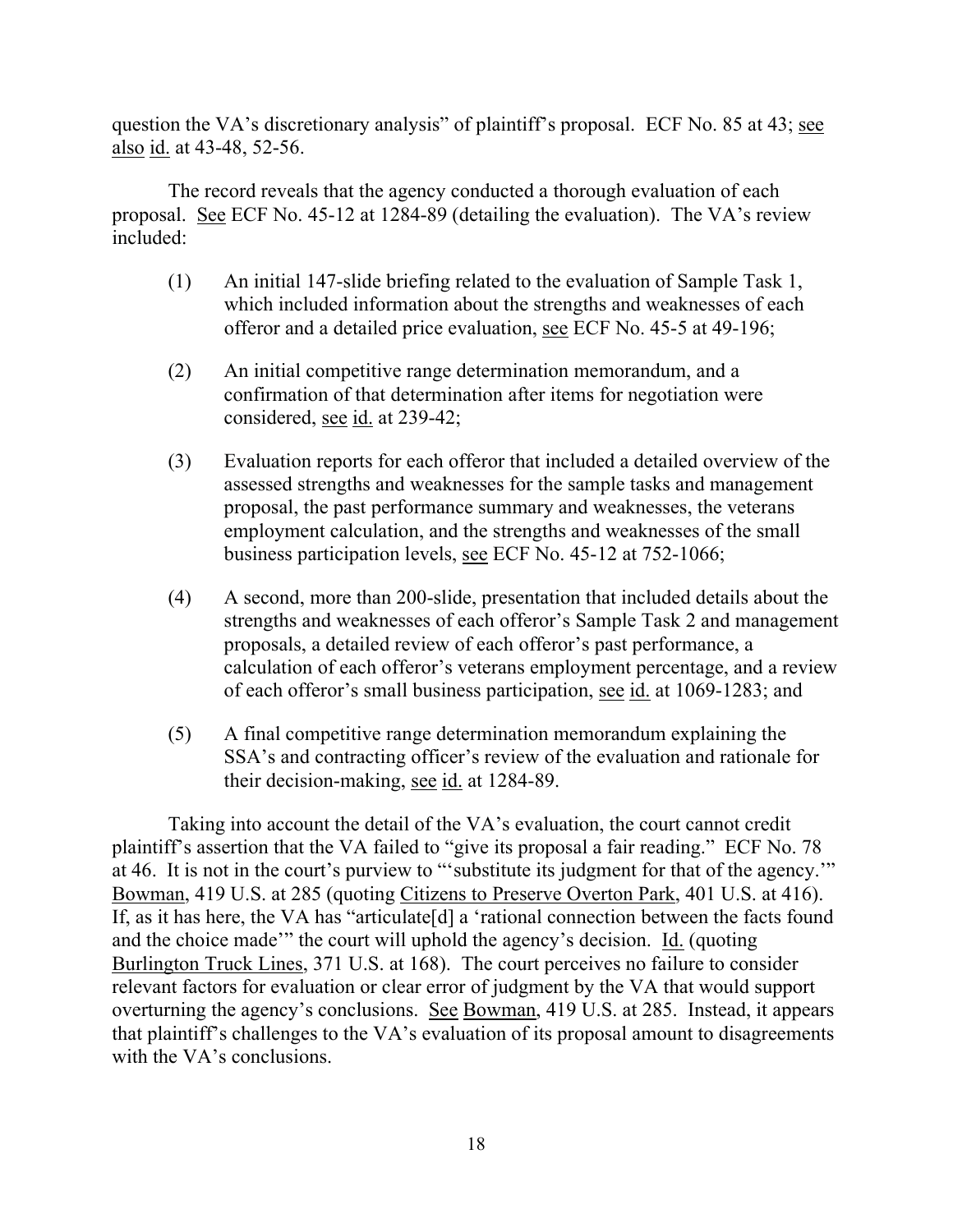question the VA's discretionary analysis" of plaintiff's proposal. ECF No. 85 at 43; see also id. at 43-48, 52-56.

The record reveals that the agency conducted a thorough evaluation of each proposal. See ECF No. 45-12 at 1284-89 (detailing the evaluation). The VA's review included:

(1) An initial 147-slide briefing related to the evaluation of Sample Task 1, which included information about the strengths and weaknesses of each offeror and a detailed price evaluation, see ECF No. 45-5 at 49-196;

(2) An initial competitive range determination memorandum, and a confirmation of that determination after items for negotiation were considered, see id. at 239-42;

(3) Evaluation reports for each offeror that included a detailed overview of the assessed strengths and weaknesses for the sample tasks and management proposal, the past performance summary and weaknesses, the veterans employment calculation, and the strengths and weaknesses of the small business participation levels, see ECF No. 45-12 at 752-1066;

(4) A second, more than 200-slide, presentation that included details about the strengths and weaknesses of each offeror's Sample Task 2 and management proposals, a detailed review of each offeror's past performance, a calculation of each offeror's veterans employment percentage, and a review of each offeror's small business participation, see id. at 1069-1283; and

(5) A final competitive range determination memorandum explaining the SSA's and contracting officer's review of the evaluation and rationale for their decision-making, see id. at 1284-89.

Taking into account the detail of the VA's evaluation, the court cannot credit plaintiff's assertion that the VA failed to "give its proposal a fair reading." ECF No. 78 at 46. It is not in the court's purview to "'substitute its judgment for that of the agency.'" Bowman, 419 U.S. at 285 (quoting Citizens to Preserve Overton Park, 401 U.S. at 416). If, as it has here, the VA has "articulate[d] a 'rational connection between the facts found and the choice made'" the court will uphold the agency's decision. Id. (quoting Burlington Truck Lines, 371 U.S. at 168). The court perceives no failure to consider relevant factors for evaluation or clear error of judgment by the VA that would support overturning the agency's conclusions. See Bowman, 419 U.S. at 285. Instead, it appears that plaintiff's challenges to the VA's evaluation of its proposal amount to disagreements with the VA's conclusions.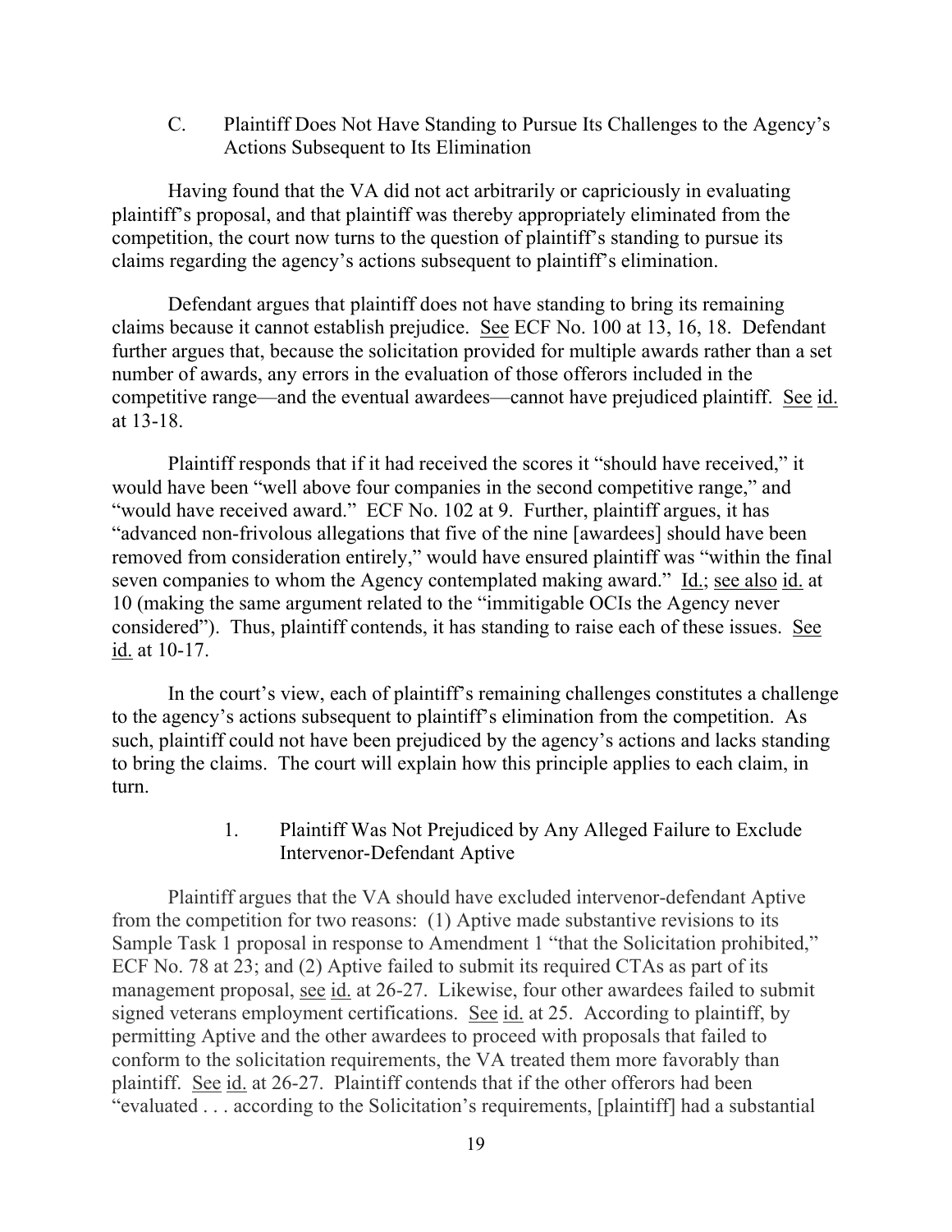### C. Plaintiff Does Not Have Standing to Pursue Its Challenges to the Agency's Actions Subsequent to Its Elimination

Having found that the VA did not act arbitrarily or capriciously in evaluating plaintiff's proposal, and that plaintiff was thereby appropriately eliminated from the competition, the court now turns to the question of plaintiff's standing to pursue its claims regarding the agency's actions subsequent to plaintiff's elimination.

Defendant argues that plaintiff does not have standing to bring its remaining claims because it cannot establish prejudice. See ECF No. 100 at 13, 16, 18. Defendant further argues that, because the solicitation provided for multiple awards rather than a set number of awards, any errors in the evaluation of those offerors included in the competitive range—and the eventual awardees—cannot have prejudiced plaintiff. See id. at 13-18.

Plaintiff responds that if it had received the scores it "should have received," it would have been "well above four companies in the second competitive range," and "would have received award." ECF No. 102 at 9. Further, plaintiff argues, it has "advanced non-frivolous allegations that five of the nine [awardees] should have been removed from consideration entirely," would have ensured plaintiff was "within the final seven companies to whom the Agency contemplated making award." Id.; see also id. at 10 (making the same argument related to the "immitigable OCIs the Agency never considered"). Thus, plaintiff contends, it has standing to raise each of these issues. See id. at 10-17.

In the court's view, each of plaintiff's remaining challenges constitutes a challenge to the agency's actions subsequent to plaintiff's elimination from the competition. As such, plaintiff could not have been prejudiced by the agency's actions and lacks standing to bring the claims. The court will explain how this principle applies to each claim, in turn.

#### 1. Plaintiff Was Not Prejudiced by Any Alleged Failure to Exclude Intervenor-Defendant Aptive

Plaintiff argues that the VA should have excluded intervenor-defendant Aptive from the competition for two reasons: (1) Aptive made substantive revisions to its Sample Task 1 proposal in response to Amendment 1 "that the Solicitation prohibited," ECF No. 78 at 23; and (2) Aptive failed to submit its required CTAs as part of its management proposal, see id. at 26-27. Likewise, four other awardees failed to submit signed veterans employment certifications. See id. at 25. According to plaintiff, by permitting Aptive and the other awardees to proceed with proposals that failed to conform to the solicitation requirements, the VA treated them more favorably than plaintiff. See id. at 26-27. Plaintiff contends that if the other offerors had been "evaluated . . . according to the Solicitation's requirements, [plaintiff] had a substantial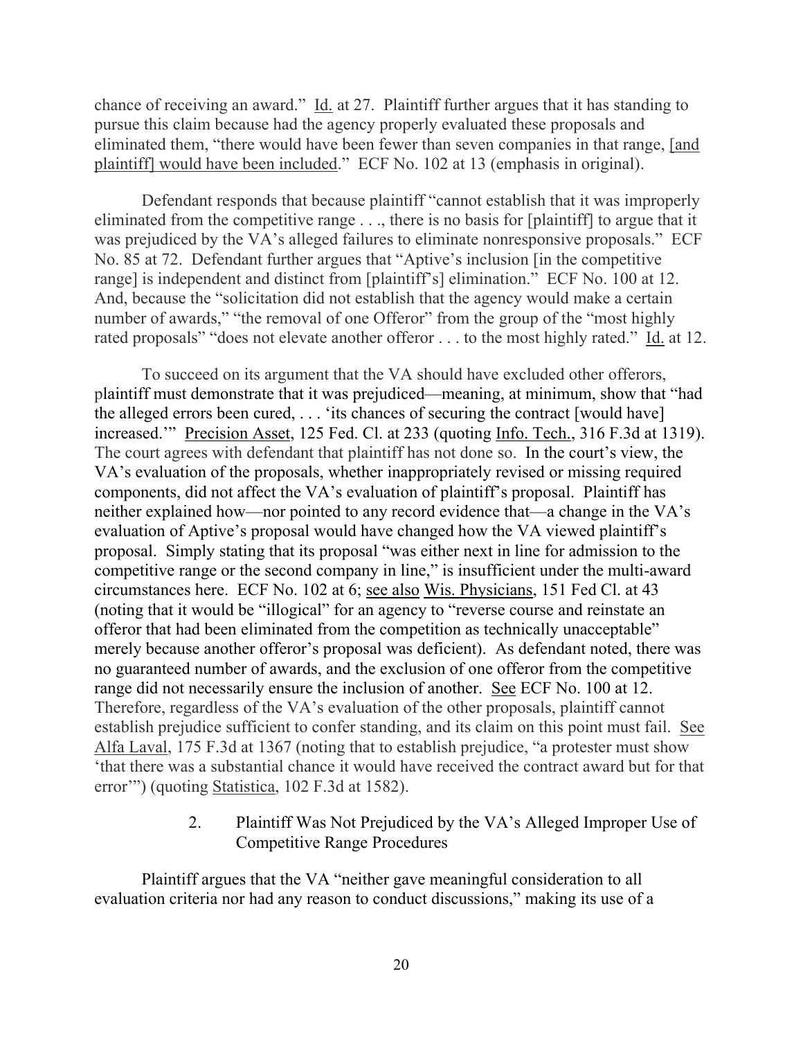chance of receiving an award." Id. at 27. Plaintiff further argues that it has standing to pursue this claim because had the agency properly evaluated these proposals and eliminated them, "there would have been fewer than seven companies in that range, [and plaintiff] would have been included." ECF No. 102 at 13 (emphasis in original).

Defendant responds that because plaintiff "cannot establish that it was improperly eliminated from the competitive range . . ., there is no basis for [plaintiff] to argue that it was prejudiced by the VA's alleged failures to eliminate nonresponsive proposals." ECF No. 85 at 72. Defendant further argues that "Aptive's inclusion [in the competitive range] is independent and distinct from [plaintiff's] elimination." ECF No. 100 at 12. And, because the "solicitation did not establish that the agency would make a certain number of awards," "the removal of one Offeror" from the group of the "most highly rated proposals" "does not elevate another offeror . . . to the most highly rated." Id. at 12.

To succeed on its argument that the VA should have excluded other offerors, plaintiff must demonstrate that it was prejudiced—meaning, at minimum, show that "had the alleged errors been cured, . . . 'its chances of securing the contract [would have] increased.'" Precision Asset, 125 Fed. Cl. at 233 (quoting Info. Tech., 316 F.3d at 1319). The court agrees with defendant that plaintiff has not done so. In the court's view, the VA's evaluation of the proposals, whether inappropriately revised or missing required components, did not affect the VA's evaluation of plaintiff's proposal. Plaintiff has neither explained how—nor pointed to any record evidence that—a change in the VA's evaluation of Aptive's proposal would have changed how the VA viewed plaintiff's proposal. Simply stating that its proposal "was either next in line for admission to the competitive range or the second company in line," is insufficient under the multi-award circumstances here. ECF No. 102 at 6; see also Wis. Physicians, 151 Fed Cl. at 43 (noting that it would be "illogical" for an agency to "reverse course and reinstate an offeror that had been eliminated from the competition as technically unacceptable" merely because another offeror's proposal was deficient). As defendant noted, there was no guaranteed number of awards, and the exclusion of one offeror from the competitive range did not necessarily ensure the inclusion of another. See ECF No. 100 at 12. Therefore, regardless of the VA's evaluation of the other proposals, plaintiff cannot establish prejudice sufficient to confer standing, and its claim on this point must fail. See Alfa Laval, 175 F.3d at 1367 (noting that to establish prejudice, "a protester must show 'that there was a substantial chance it would have received the contract award but for that error'") (quoting Statistica, 102 F.3d at 1582).

### 2. Plaintiff Was Not Prejudiced by the VA's Alleged Improper Use of Competitive Range Procedures

Plaintiff argues that the VA "neither gave meaningful consideration to all evaluation criteria nor had any reason to conduct discussions," making its use of a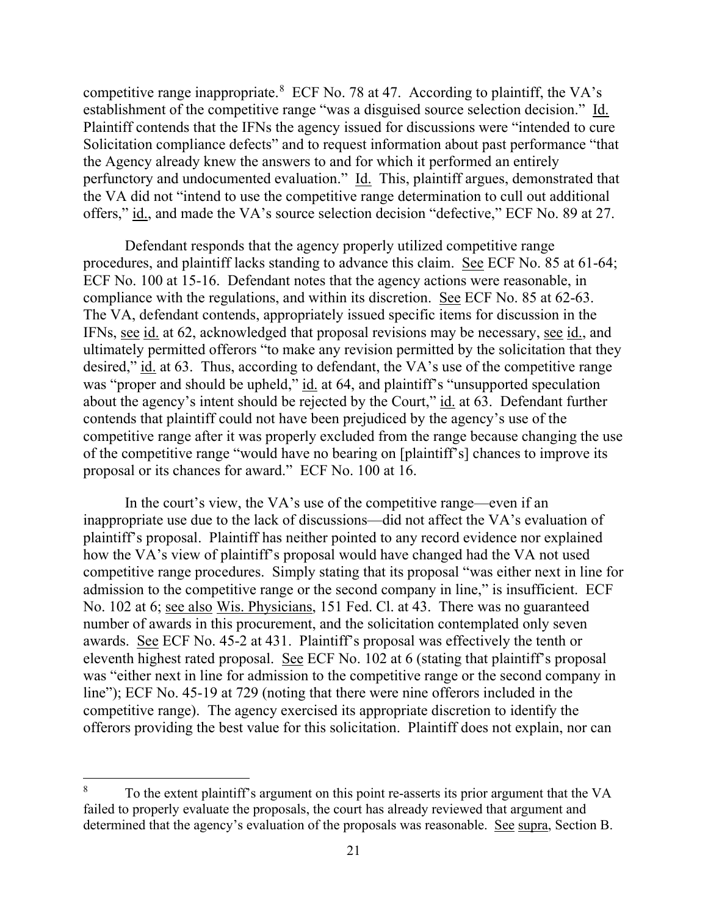competitive range inappropriate.[8] ECF No. 78 at 47. According to plaintiff, the VA's establishment of the competitive range "was a disguised source selection decision." Id. Plaintiff contends that the IFNs the agency issued for discussions were "intended to cure Solicitation compliance defects" and to request information about past performance "that the Agency already knew the answers to and for which it performed an entirely perfunctory and undocumented evaluation." Id. This, plaintiff argues, demonstrated that the VA did not "intend to use the competitive range determination to cull out additional offers," id., and made the VA's source selection decision "defective," ECF No. 89 at 27.

Defendant responds that the agency properly utilized competitive range procedures, and plaintiff lacks standing to advance this claim. See ECF No. 85 at 61-64; ECF No. 100 at 15-16. Defendant notes that the agency actions were reasonable, in compliance with the regulations, and within its discretion. See ECF No. 85 at 62-63. The VA, defendant contends, appropriately issued specific items for discussion in the IFNs, see id. at 62, acknowledged that proposal revisions may be necessary, see id., and ultimately permitted offerors "to make any revision permitted by the solicitation that they desired," id. at 63. Thus, according to defendant, the VA's use of the competitive range was "proper and should be upheld," id. at 64, and plaintiff's "unsupported speculation about the agency's intent should be rejected by the Court," id. at 63. Defendant further contends that plaintiff could not have been prejudiced by the agency's use of the competitive range after it was properly excluded from the range because changing the use of the competitive range "would have no bearing on [plaintiff's] chances to improve its proposal or its chances for award." ECF No. 100 at 16.

In the court's view, the VA's use of the competitive range—even if an inappropriate use due to the lack of discussions—did not affect the VA's evaluation of plaintiff's proposal. Plaintiff has neither pointed to any record evidence nor explained how the VA's view of plaintiff's proposal would have changed had the VA not used competitive range procedures. Simply stating that its proposal "was either next in line for admission to the competitive range or the second company in line," is insufficient. ECF No. 102 at 6; see also Wis. Physicians, 151 Fed. Cl. at 43. There was no guaranteed number of awards in this procurement, and the solicitation contemplated only seven awards. See ECF No. 45-2 at 431. Plaintiff's proposal was effectively the tenth or eleventh highest rated proposal. See ECF No. 102 at 6 (stating that plaintiff's proposal was "either next in line for admission to the competitive range or the second company in line"); ECF No. 45-19 at 729 (noting that there were nine offerors included in the competitive range). The agency exercised its appropriate discretion to identify the offerors providing the best value for this solicitation. Plaintiff does not explain, nor can

---

[8] To the extent plaintiff's argument on this point re-asserts its prior argument that the VA failed to properly evaluate the proposals, the court has already reviewed that argument and determined that the agency's evaluation of the proposals was reasonable. See supra, Section B.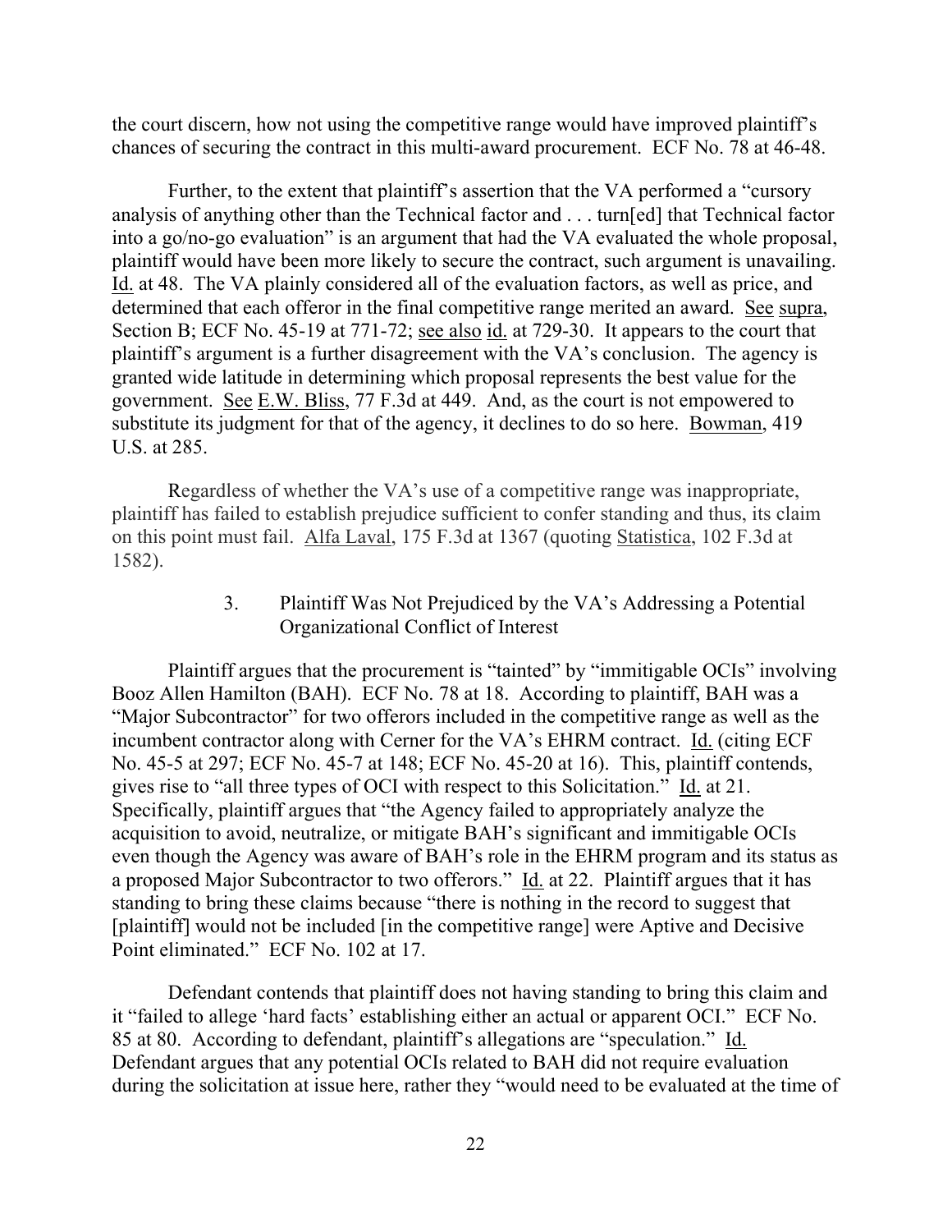the court discern, how not using the competitive range would have improved plaintiff's chances of securing the contract in this multi-award procurement. ECF No. 78 at 46-48.

Further, to the extent that plaintiff's assertion that the VA performed a "cursory analysis of anything other than the Technical factor and . . . turn[ed] that Technical factor into a go/no-go evaluation" is an argument that had the VA evaluated the whole proposal, plaintiff would have been more likely to secure the contract, such argument is unavailing. Id. at 48. The VA plainly considered all of the evaluation factors, as well as price, and determined that each offeror in the final competitive range merited an award. See supra, Section B; ECF No. 45-19 at 771-72; see also id. at 729-30. It appears to the court that plaintiff's argument is a further disagreement with the VA's conclusion. The agency is granted wide latitude in determining which proposal represents the best value for the government. See E.W. Bliss, 77 F.3d at 449. And, as the court is not empowered to substitute its judgment for that of the agency, it declines to do so here. Bowman, 419 U.S. at 285.

Regardless of whether the VA's use of a competitive range was inappropriate, plaintiff has failed to establish prejudice sufficient to confer standing and thus, its claim on this point must fail. Alfa Laval, 175 F.3d at 1367 (quoting Statistica, 102 F.3d at 1582).

### 3. Plaintiff Was Not Prejudiced by the VA's Addressing a Potential Organizational Conflict of Interest

Plaintiff argues that the procurement is "tainted" by "immitigable OCIs" involving Booz Allen Hamilton (BAH). ECF No. 78 at 18. According to plaintiff, BAH was a "Major Subcontractor" for two offerors included in the competitive range as well as the incumbent contractor along with Cerner for the VA's EHRM contract. Id. (citing ECF No. 45-5 at 297; ECF No. 45-7 at 148; ECF No. 45-20 at 16). This, plaintiff contends, gives rise to "all three types of OCI with respect to this Solicitation." Id. at 21. Specifically, plaintiff argues that "the Agency failed to appropriately analyze the acquisition to avoid, neutralize, or mitigate BAH's significant and immitigable OCIs even though the Agency was aware of BAH's role in the EHRM program and its status as a proposed Major Subcontractor to two offerors." Id. at 22. Plaintiff argues that it has standing to bring these claims because "there is nothing in the record to suggest that [plaintiff] would not be included [in the competitive range] were Aptive and Decisive Point eliminated." ECF No. 102 at 17.

Defendant contends that plaintiff does not having standing to bring this claim and it "failed to allege 'hard facts' establishing either an actual or apparent OCI." ECF No. 85 at 80. According to defendant, plaintiff's allegations are "speculation." Id. Defendant argues that any potential OCIs related to BAH did not require evaluation during the solicitation at issue here, rather they "would need to be evaluated at the time of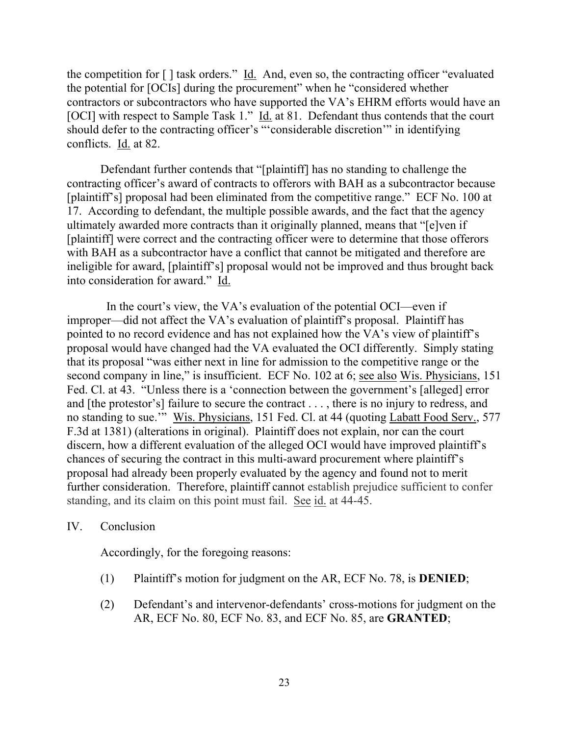the competition for [ ] task orders." Id. And, even so, the contracting officer "evaluated the potential for [OCIs] during the procurement" when he "considered whether contractors or subcontractors who have supported the VA's EHRM efforts would have an [OCI] with respect to Sample Task 1." Id. at 81. Defendant thus contends that the court should defer to the contracting officer's "'considerable discretion'" in identifying conflicts. Id. at 82.

Defendant further contends that "[plaintiff] has no standing to challenge the contracting officer's award of contracts to offerors with BAH as a subcontractor because [plaintiff's] proposal had been eliminated from the competitive range." ECF No. 100 at 17. According to defendant, the multiple possible awards, and the fact that the agency ultimately awarded more contracts than it originally planned, means that "[e]ven if [plaintiff] were correct and the contracting officer were to determine that those offerors with BAH as a subcontractor have a conflict that cannot be mitigated and therefore are ineligible for award, [plaintiff's] proposal would not be improved and thus brought back into consideration for award." Id.

In the court's view, the VA's evaluation of the potential OCI—even if improper—did not affect the VA's evaluation of plaintiff's proposal. Plaintiff has pointed to no record evidence and has not explained how the VA's view of plaintiff's proposal would have changed had the VA evaluated the OCI differently. Simply stating that its proposal "was either next in line for admission to the competitive range or the second company in line," is insufficient. ECF No. 102 at 6; see also Wis. Physicians, 151 Fed. Cl. at 43. "Unless there is a 'connection between the government's [alleged] error and [the protestor's] failure to secure the contract . . . , there is no injury to redress, and no standing to sue.'" Wis. Physicians, 151 Fed. Cl. at 44 (quoting Labatt Food Serv., 577 F.3d at 1381) (alterations in original). Plaintiff does not explain, nor can the court discern, how a different evaluation of the alleged OCI would have improved plaintiff's chances of securing the contract in this multi-award procurement where plaintiff's proposal had already been properly evaluated by the agency and found not to merit further consideration. Therefore, plaintiff cannot establish prejudice sufficient to confer standing, and its claim on this point must fail. See id. at 44-45.

## IV. Conclusion

Accordingly, for the foregoing reasons:

(1) Plaintiff's motion for judgment on the AR, ECF No. 78, is **DENIED**;

(2) Defendant's and intervenor-defendants' cross-motions for judgment on the AR, ECF No. 80, ECF No. 83, and ECF No. 85, are **GRANTED**;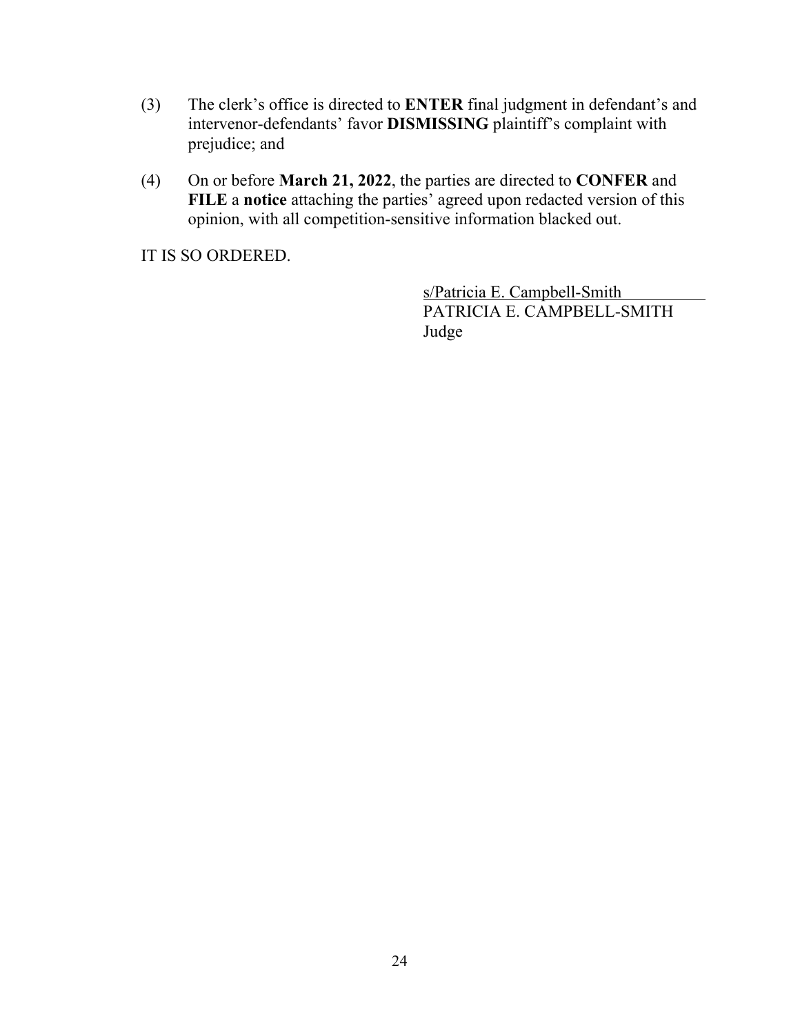(3) The clerk's office is directed to **ENTER** final judgment in defendant's and intervenor-defendants' favor **DISMISSING** plaintiff's complaint with prejudice; and

(4) On or before **March 21, 2022**, the parties are directed to **CONFER** and **FILE** a **notice** attaching the parties' agreed upon redacted version of this opinion, with all competition-sensitive information blacked out.

IT IS SO ORDERED.

s/Patricia E. Campbell-Smith
PATRICIA E. CAMPBELL-SMITH
Judge